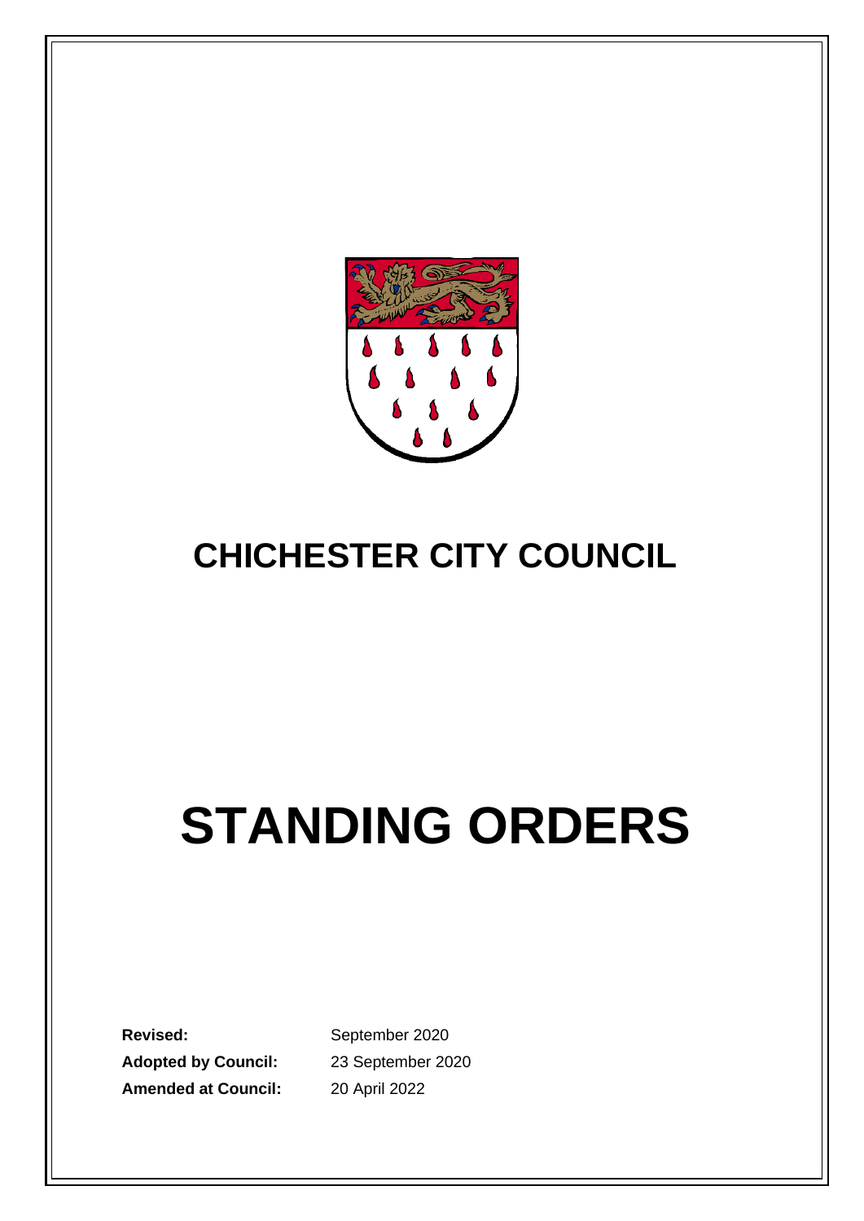# CHICHESTER CITY COUNCIL

# STANDING ORDERS

**Revised:** September 2020

**Adopted by Council:** 23 September 2020

**Amended at Council:** 20 April 2022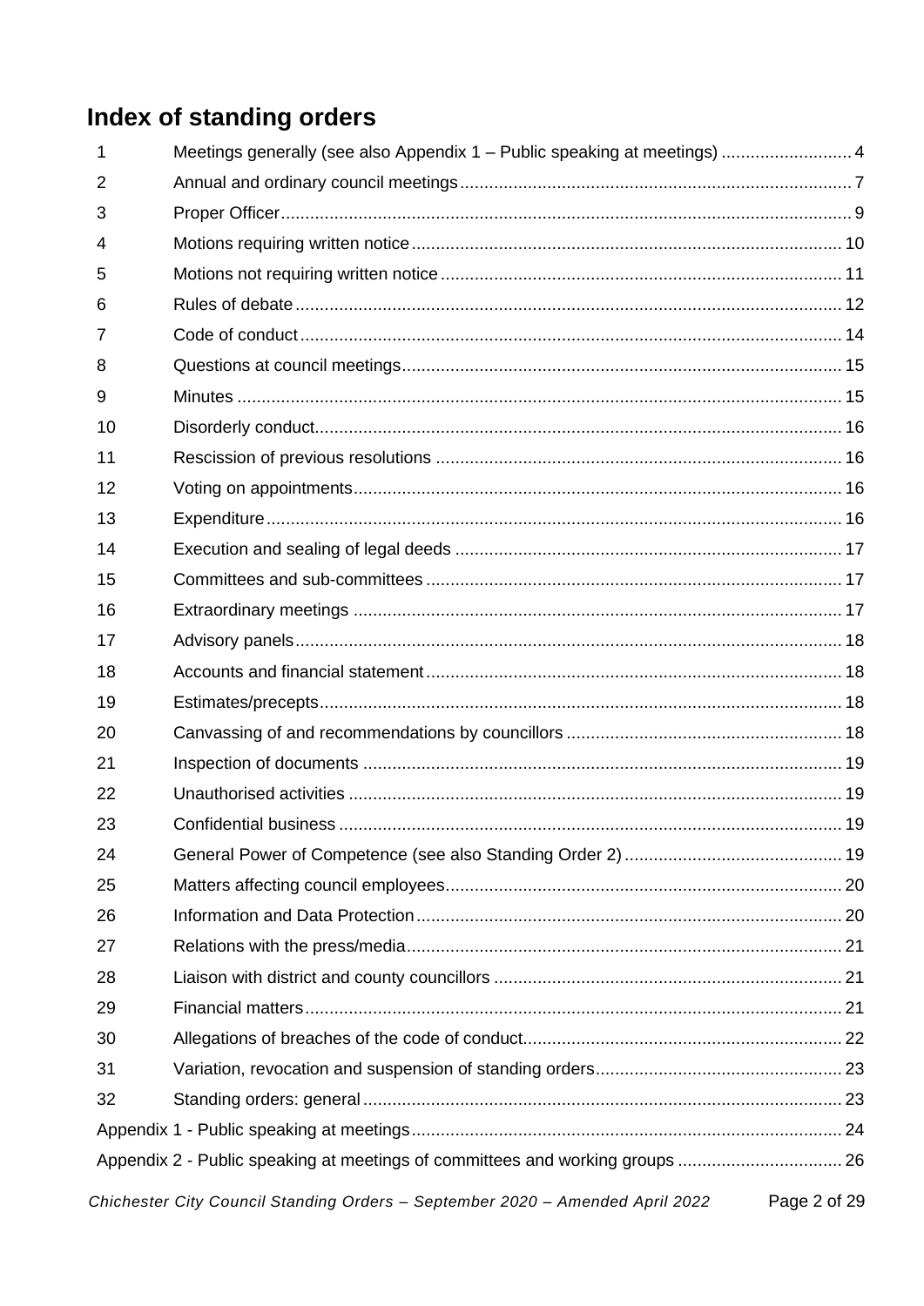# Index of standing orders

| | | |
|---|---|---|
| 1 | Meetings generally (see also Appendix 1 – Public speaking at meetings) | 4 |
| 2 | Annual and ordinary council meetings | 7 |
| 3 | Proper Officer | 9 |
| 4 | Motions requiring written notice | 10 |
| 5 | Motions not requiring written notice | 11 |
| 6 | Rules of debate | 12 |
| 7 | Code of conduct | 14 |
| 8 | Questions at council meetings | 15 |
| 9 | Minutes | 15 |
| 10 | Disorderly conduct | 16 |
| 11 | Rescission of previous resolutions | 16 |
| 12 | Voting on appointments | 16 |
| 13 | Expenditure | 16 |
| 14 | Execution and sealing of legal deeds | 17 |
| 15 | Committees and sub-committees | 17 |
| 16 | Extraordinary meetings | 17 |
| 17 | Advisory panels | 18 |
| 18 | Accounts and financial statement | 18 |
| 19 | Estimates/precepts | 18 |
| 20 | Canvassing of and recommendations by councillors | 18 |
| 21 | Inspection of documents | 19 |
| 22 | Unauthorised activities | 19 |
| 23 | Confidential business | 19 |
| 24 | General Power of Competence (see also Standing Order 2) | 19 |
| 25 | Matters affecting council employees | 20 |
| 26 | Information and Data Protection | 20 |
| 27 | Relations with the press/media | 21 |
| 28 | Liaison with district and county councillors | 21 |
| 29 | Financial matters | 21 |
| 30 | Allegations of breaches of the code of conduct | 22 |
| 31 | Variation, revocation and suspension of standing orders | 23 |
| 32 | Standing orders: general | 23 |
| Appendix 1 - Public speaking at meetings | | 24 |
| Appendix 2 - Public speaking at meetings of committees and working groups | | 26 |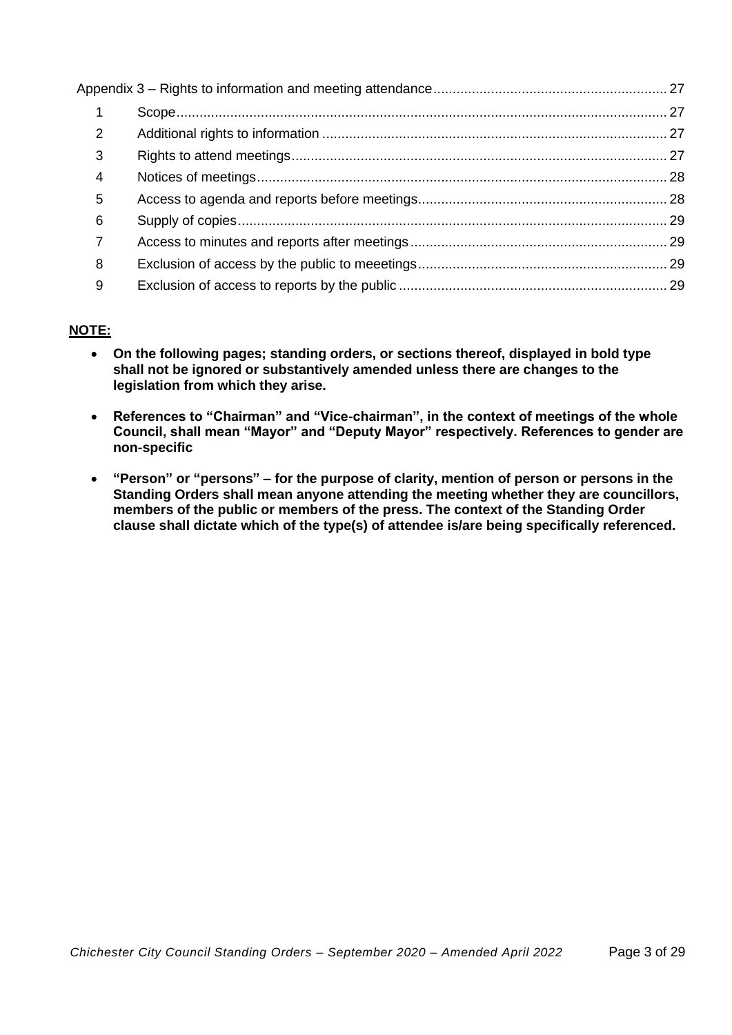Appendix 3 – Rights to information and meeting attendance ........ 27

| | | |
|---|---|---|
| 1 | Scope | 27 |
| 2 | Additional rights to information | 27 |
| 3 | Rights to attend meetings | 27 |
| 4 | Notices of meetings | 28 |
| 5 | Access to agenda and reports before meetings | 28 |
| 6 | Supply of copies | 29 |
| 7 | Access to minutes and reports after meetings | 29 |
| 8 | Exclusion of access by the public to meeetings | 29 |
| 9 | Exclusion of access to reports by the public | 29 |

**NOTE:**

- **On the following pages; standing orders, or sections thereof, displayed in bold type shall not be ignored or substantively amended unless there are changes to the legislation from which they arise.**
- **References to "Chairman" and "Vice-chairman", in the context of meetings of the whole Council, shall mean "Mayor" and "Deputy Mayor" respectively. References to gender are non-specific**
- **"Person" or "persons" – for the purpose of clarity, mention of person or persons in the Standing Orders shall mean anyone attending the meeting whether they are councillors, members of the public or members of the press. The context of the Standing Order clause shall dictate which of the type(s) of attendee is/are being specifically referenced.**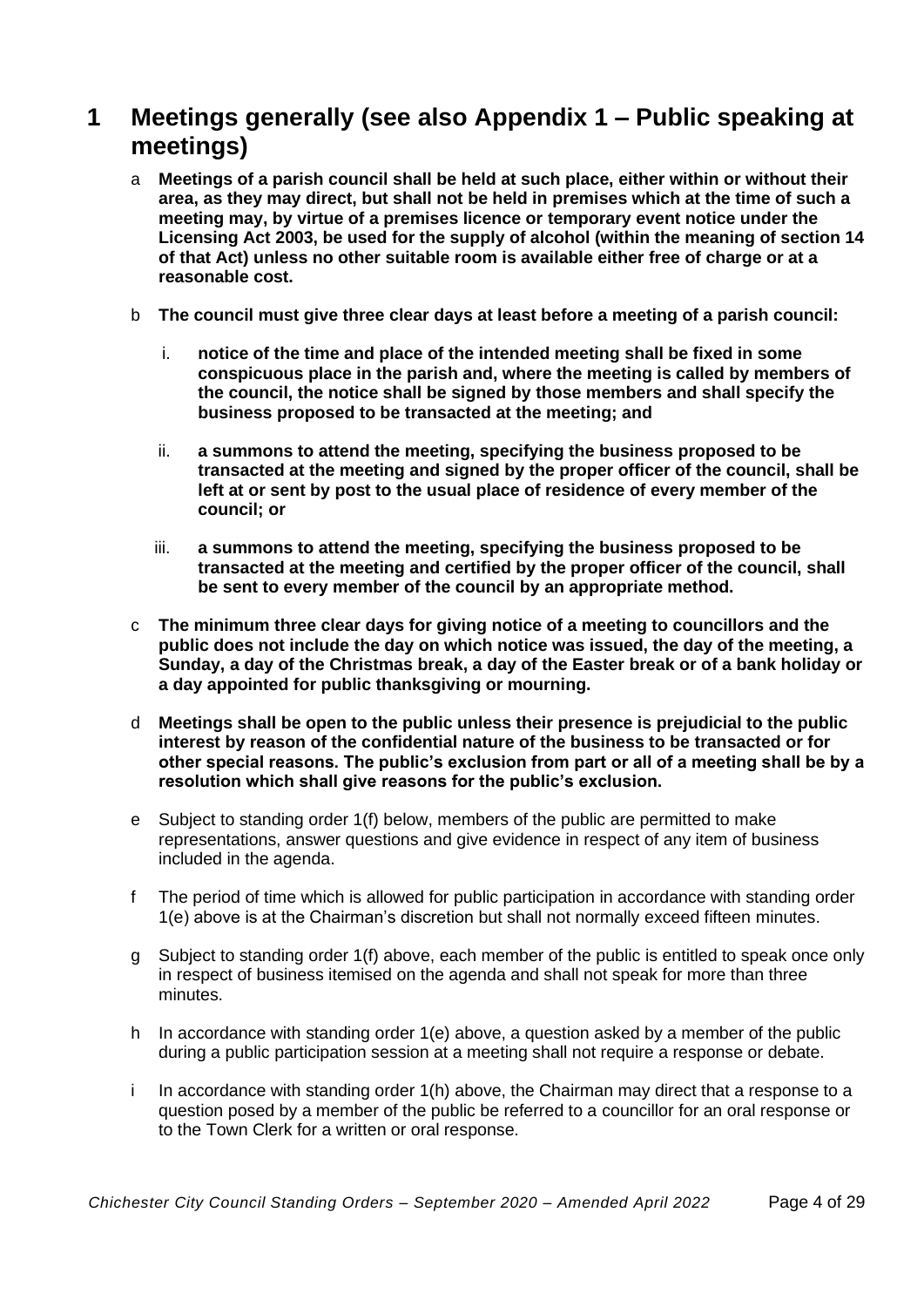# 1 Meetings generally (see also Appendix 1 – Public speaking at meetings)

a **Meetings of a parish council shall be held at such place, either within or without their area, as they may direct, but shall not be held in premises which at the time of such a meeting may, by virtue of a premises licence or temporary event notice under the Licensing Act 2003, be used for the supply of alcohol (within the meaning of section 14 of that Act) unless no other suitable room is available either free of charge or at a reasonable cost.**

b **The council must give three clear days at least before a meeting of a parish council:**

   i. **notice of the time and place of the intended meeting shall be fixed in some conspicuous place in the parish and, where the meeting is called by members of the council, the notice shall be signed by those members and shall specify the business proposed to be transacted at the meeting; and**

   ii. **a summons to attend the meeting, specifying the business proposed to be transacted at the meeting and signed by the proper officer of the council, shall be left at or sent by post to the usual place of residence of every member of the council; or**

   iii. **a summons to attend the meeting, specifying the business proposed to be transacted at the meeting and certified by the proper officer of the council, shall be sent to every member of the council by an appropriate method.**

c **The minimum three clear days for giving notice of a meeting to councillors and the public does not include the day on which notice was issued, the day of the meeting, a Sunday, a day of the Christmas break, a day of the Easter break or of a bank holiday or a day appointed for public thanksgiving or mourning.**

d **Meetings shall be open to the public unless their presence is prejudicial to the public interest by reason of the confidential nature of the business to be transacted or for other special reasons. The public's exclusion from part or all of a meeting shall be by a resolution which shall give reasons for the public's exclusion.**

e Subject to standing order 1(f) below, members of the public are permitted to make representations, answer questions and give evidence in respect of any item of business included in the agenda.

f The period of time which is allowed for public participation in accordance with standing order 1(e) above is at the Chairman's discretion but shall not normally exceed fifteen minutes.

g Subject to standing order 1(f) above, each member of the public is entitled to speak once only in respect of business itemised on the agenda and shall not speak for more than three minutes.

h In accordance with standing order 1(e) above, a question asked by a member of the public during a public participation session at a meeting shall not require a response or debate.

i In accordance with standing order 1(h) above, the Chairman may direct that a response to a question posed by a member of the public be referred to a councillor for an oral response or to the Town Clerk for a written or oral response.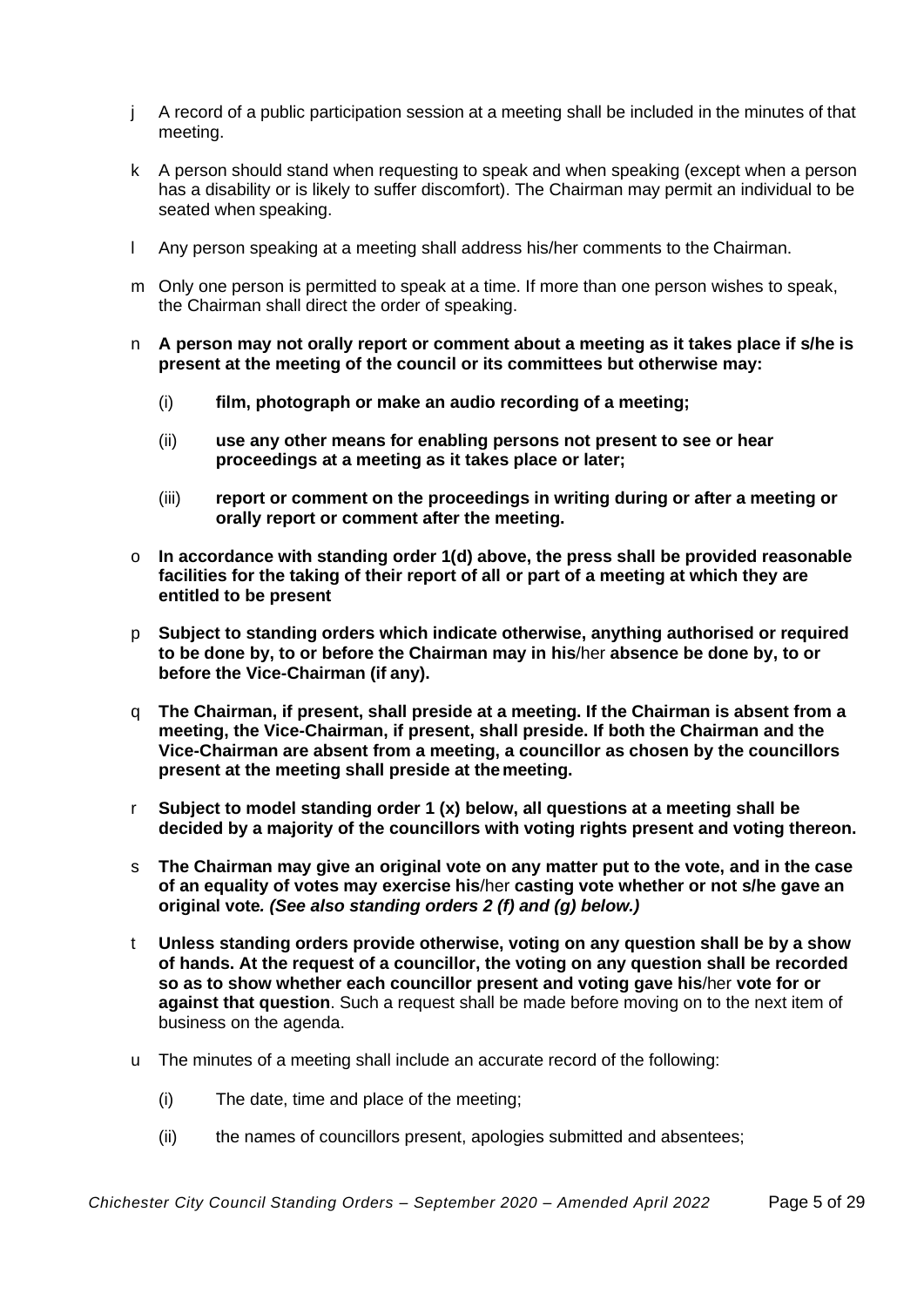j A record of a public participation session at a meeting shall be included in the minutes of that meeting.

k A person should stand when requesting to speak and when speaking (except when a person has a disability or is likely to suffer discomfort). The Chairman may permit an individual to be seated when speaking.

l Any person speaking at a meeting shall address his/her comments to the Chairman.

m Only one person is permitted to speak at a time. If more than one person wishes to speak, the Chairman shall direct the order of speaking.

n **A person may not orally report or comment about a meeting as it takes place if s/he is present at the meeting of the council or its committees but otherwise may:**

   (i) **film, photograph or make an audio recording of a meeting;**

   (ii) **use any other means for enabling persons not present to see or hear proceedings at a meeting as it takes place or later;**

   (iii) **report or comment on the proceedings in writing during or after a meeting or orally report or comment after the meeting.**

o **In accordance with standing order 1(d) above, the press shall be provided reasonable facilities for the taking of their report of all or part of a meeting at which they are entitled to be present**

p **Subject to standing orders which indicate otherwise, anything authorised or required to be done by, to or before the Chairman may in his**/her **absence be done by, to or before the Vice-Chairman (if any).**

q **The Chairman, if present, shall preside at a meeting. If the Chairman is absent from a meeting, the Vice-Chairman, if present, shall preside. If both the Chairman and the Vice-Chairman are absent from a meeting, a councillor as chosen by the councillors present at the meeting shall preside at the meeting.**

r **Subject to model standing order 1 (x) below, all questions at a meeting shall be decided by a majority of the councillors with voting rights present and voting thereon.**

s **The Chairman may give an original vote on any matter put to the vote, and in the case of an equality of votes may exercise his**/her **casting vote whether or not s/he gave an original vote*. (See also standing orders 2 (f) and (g) below.)***

t **Unless standing orders provide otherwise, voting on any question shall be by a show of hands. At the request of a councillor, the voting on any question shall be recorded so as to show whether each councillor present and voting gave his**/her **vote for or against that question**. Such a request shall be made before moving on to the next item of business on the agenda.

u The minutes of a meeting shall include an accurate record of the following:

   (i) The date, time and place of the meeting;

   (ii) the names of councillors present, apologies submitted and absentees;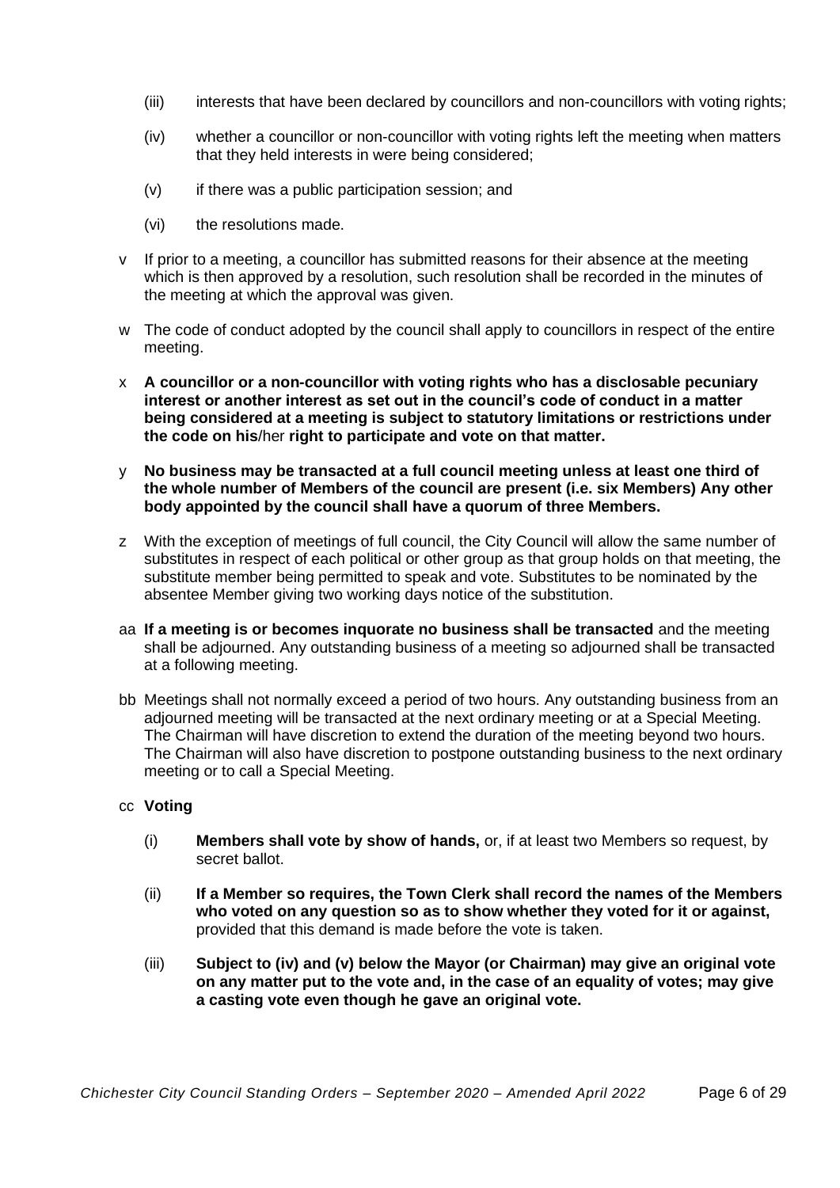(iii) interests that have been declared by councillors and non-councillors with voting rights;

(iv) whether a councillor or non-councillor with voting rights left the meeting when matters that they held interests in were being considered;

(v) if there was a public participation session; and

(vi) the resolutions made.

v If prior to a meeting, a councillor has submitted reasons for their absence at the meeting which is then approved by a resolution, such resolution shall be recorded in the minutes of the meeting at which the approval was given.

w The code of conduct adopted by the council shall apply to councillors in respect of the entire meeting.

x **A councillor or a non-councillor with voting rights who has a disclosable pecuniary interest or another interest as set out in the council's code of conduct in a matter being considered at a meeting is subject to statutory limitations or restrictions under the code on his**/her **right to participate and vote on that matter.**

y **No business may be transacted at a full council meeting unless at least one third of the whole number of Members of the council are present (i.e. six Members) Any other body appointed by the council shall have a quorum of three Members.**

z With the exception of meetings of full council, the City Council will allow the same number of substitutes in respect of each political or other group as that group holds on that meeting, the substitute member being permitted to speak and vote. Substitutes to be nominated by the absentee Member giving two working days notice of the substitution.

aa **If a meeting is or becomes inquorate no business shall be transacted** and the meeting shall be adjourned. Any outstanding business of a meeting so adjourned shall be transacted at a following meeting.

bb Meetings shall not normally exceed a period of two hours. Any outstanding business from an adjourned meeting will be transacted at the next ordinary meeting or at a Special Meeting. The Chairman will have discretion to extend the duration of the meeting beyond two hours. The Chairman will also have discretion to postpone outstanding business to the next ordinary meeting or to call a Special Meeting.

cc **Voting**

(i) **Members shall vote by show of hands,** or, if at least two Members so request, by secret ballot.

(ii) **If a Member so requires, the Town Clerk shall record the names of the Members who voted on any question so as to show whether they voted for it or against,** provided that this demand is made before the vote is taken.

(iii) **Subject to (iv) and (v) below the Mayor (or Chairman) may give an original vote on any matter put to the vote and, in the case of an equality of votes; may give a casting vote even though he gave an original vote.**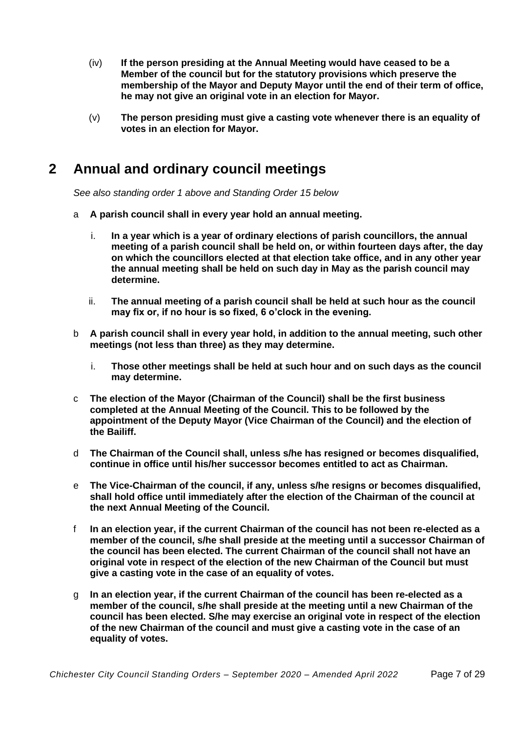(iv) **If the person presiding at the Annual Meeting would have ceased to be a Member of the council but for the statutory provisions which preserve the membership of the Mayor and Deputy Mayor until the end of their term of office, he may not give an original vote in an election for Mayor.**

(v) **The person presiding must give a casting vote whenever there is an equality of votes in an election for Mayor.**

## 2 Annual and ordinary council meetings

*See also standing order 1 above and Standing Order 15 below*

a **A parish council shall in every year hold an annual meeting.**

  i. **In a year which is a year of ordinary elections of parish councillors, the annual meeting of a parish council shall be held on, or within fourteen days after, the day on which the councillors elected at that election take office, and in any other year the annual meeting shall be held on such day in May as the parish council may determine.**

  ii. **The annual meeting of a parish council shall be held at such hour as the council may fix or, if no hour is so fixed, 6 o'clock in the evening.**

b **A parish council shall in every year hold, in addition to the annual meeting, such other meetings (not less than three) as they may determine.**

  i. **Those other meetings shall be held at such hour and on such days as the council may determine.**

c **The election of the Mayor (Chairman of the Council) shall be the first business completed at the Annual Meeting of the Council. This to be followed by the appointment of the Deputy Mayor (Vice Chairman of the Council) and the election of the Bailiff.**

d **The Chairman of the Council shall, unless s/he has resigned or becomes disqualified, continue in office until his/her successor becomes entitled to act as Chairman.**

e **The Vice-Chairman of the council, if any, unless s/he resigns or becomes disqualified, shall hold office until immediately after the election of the Chairman of the council at the next Annual Meeting of the Council.**

f **In an election year, if the current Chairman of the council has not been re-elected as a member of the council, s/he shall preside at the meeting until a successor Chairman of the council has been elected. The current Chairman of the council shall not have an original vote in respect of the election of the new Chairman of the Council but must give a casting vote in the case of an equality of votes.**

g **In an election year, if the current Chairman of the council has been re-elected as a member of the council, s/he shall preside at the meeting until a new Chairman of the council has been elected. S/he may exercise an original vote in respect of the election of the new Chairman of the council and must give a casting vote in the case of an equality of votes.**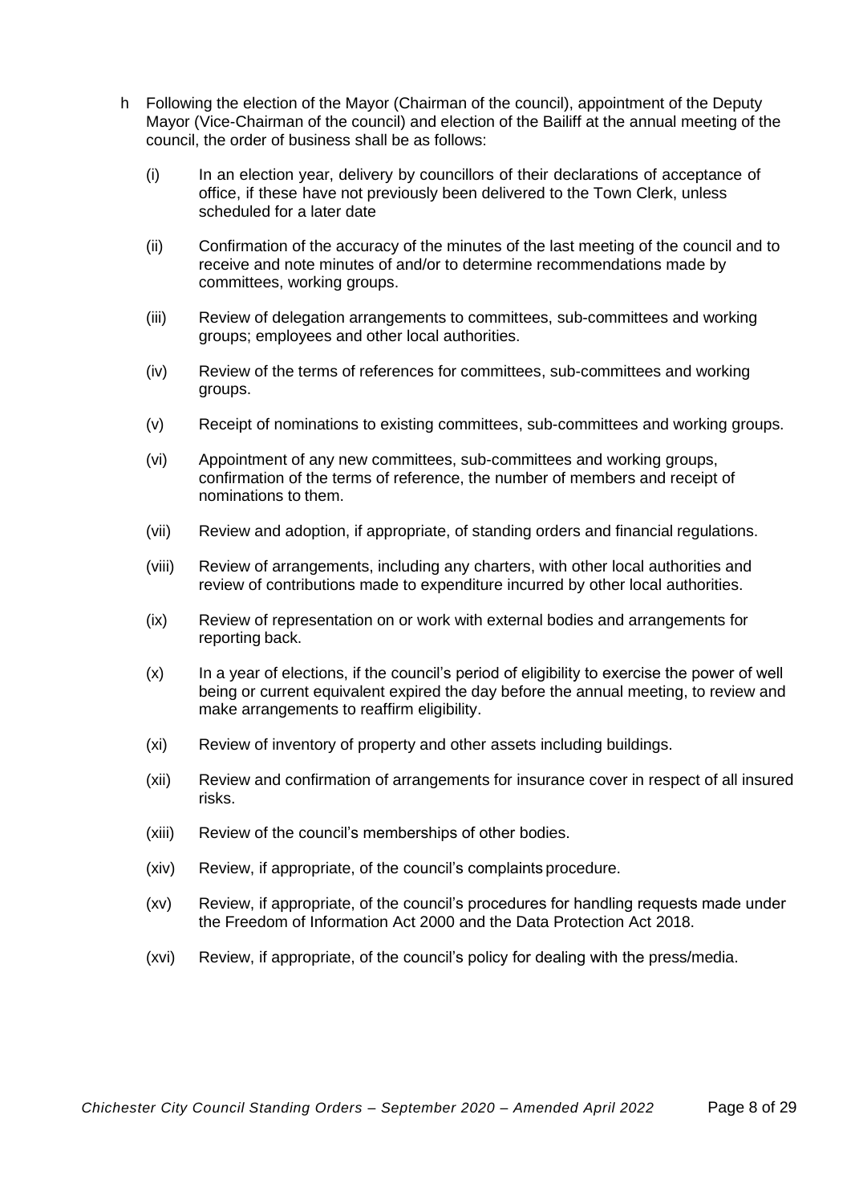h Following the election of the Mayor (Chairman of the council), appointment of the Deputy Mayor (Vice-Chairman of the council) and election of the Bailiff at the annual meeting of the council, the order of business shall be as follows:

(i) In an election year, delivery by councillors of their declarations of acceptance of office, if these have not previously been delivered to the Town Clerk, unless scheduled for a later date

(ii) Confirmation of the accuracy of the minutes of the last meeting of the council and to receive and note minutes of and/or to determine recommendations made by committees, working groups.

(iii) Review of delegation arrangements to committees, sub-committees and working groups; employees and other local authorities.

(iv) Review of the terms of references for committees, sub-committees and working groups.

(v) Receipt of nominations to existing committees, sub-committees and working groups.

(vi) Appointment of any new committees, sub-committees and working groups, confirmation of the terms of reference, the number of members and receipt of nominations to them.

(vii) Review and adoption, if appropriate, of standing orders and financial regulations.

(viii) Review of arrangements, including any charters, with other local authorities and review of contributions made to expenditure incurred by other local authorities.

(ix) Review of representation on or work with external bodies and arrangements for reporting back.

(x) In a year of elections, if the council's period of eligibility to exercise the power of well being or current equivalent expired the day before the annual meeting, to review and make arrangements to reaffirm eligibility.

(xi) Review of inventory of property and other assets including buildings.

(xii) Review and confirmation of arrangements for insurance cover in respect of all insured risks.

(xiii) Review of the council's memberships of other bodies.

(xiv) Review, if appropriate, of the council's complaints procedure.

(xv) Review, if appropriate, of the council's procedures for handling requests made under the Freedom of Information Act 2000 and the Data Protection Act 2018.

(xvi) Review, if appropriate, of the council's policy for dealing with the press/media.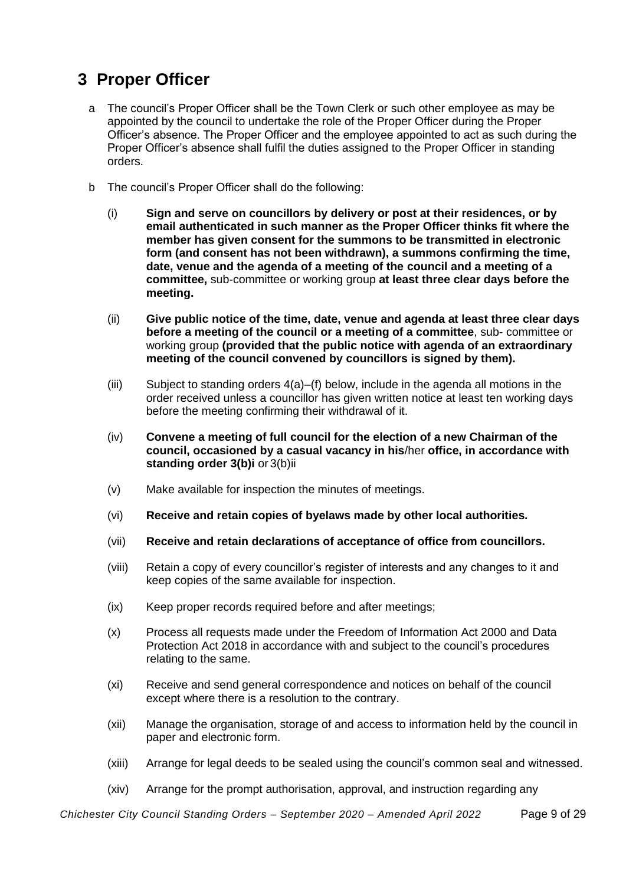# 3 Proper Officer

a The council's Proper Officer shall be the Town Clerk or such other employee as may be appointed by the council to undertake the role of the Proper Officer during the Proper Officer's absence. The Proper Officer and the employee appointed to act as such during the Proper Officer's absence shall fulfil the duties assigned to the Proper Officer in standing orders.

b The council's Proper Officer shall do the following:

(i) **Sign and serve on councillors by delivery or post at their residences, or by email authenticated in such manner as the Proper Officer thinks fit where the member has given consent for the summons to be transmitted in electronic form (and consent has not been withdrawn), a summons confirming the time, date, venue and the agenda of a meeting of the council and a meeting of a committee,** sub-committee or working group **at least three clear days before the meeting.**

(ii) **Give public notice of the time, date, venue and agenda at least three clear days before a meeting of the council or a meeting of a committee**, sub- committee or working group **(provided that the public notice with agenda of an extraordinary meeting of the council convened by councillors is signed by them).**

(iii) Subject to standing orders 4(a)–(f) below, include in the agenda all motions in the order received unless a councillor has given written notice at least ten working days before the meeting confirming their withdrawal of it.

(iv) **Convene a meeting of full council for the election of a new Chairman of the council, occasioned by a casual vacancy in his**/her **office, in accordance with standing order 3(b)i** or 3(b)ii

(v) Make available for inspection the minutes of meetings.

(vi) **Receive and retain copies of byelaws made by other local authorities.**

(vii) **Receive and retain declarations of acceptance of office from councillors.**

(viii) Retain a copy of every councillor's register of interests and any changes to it and keep copies of the same available for inspection.

(ix) Keep proper records required before and after meetings;

(x) Process all requests made under the Freedom of Information Act 2000 and Data Protection Act 2018 in accordance with and subject to the council's procedures relating to the same.

(xi) Receive and send general correspondence and notices on behalf of the council except where there is a resolution to the contrary.

(xii) Manage the organisation, storage of and access to information held by the council in paper and electronic form.

(xiii) Arrange for legal deeds to be sealed using the council's common seal and witnessed.

(xiv) Arrange for the prompt authorisation, approval, and instruction regarding any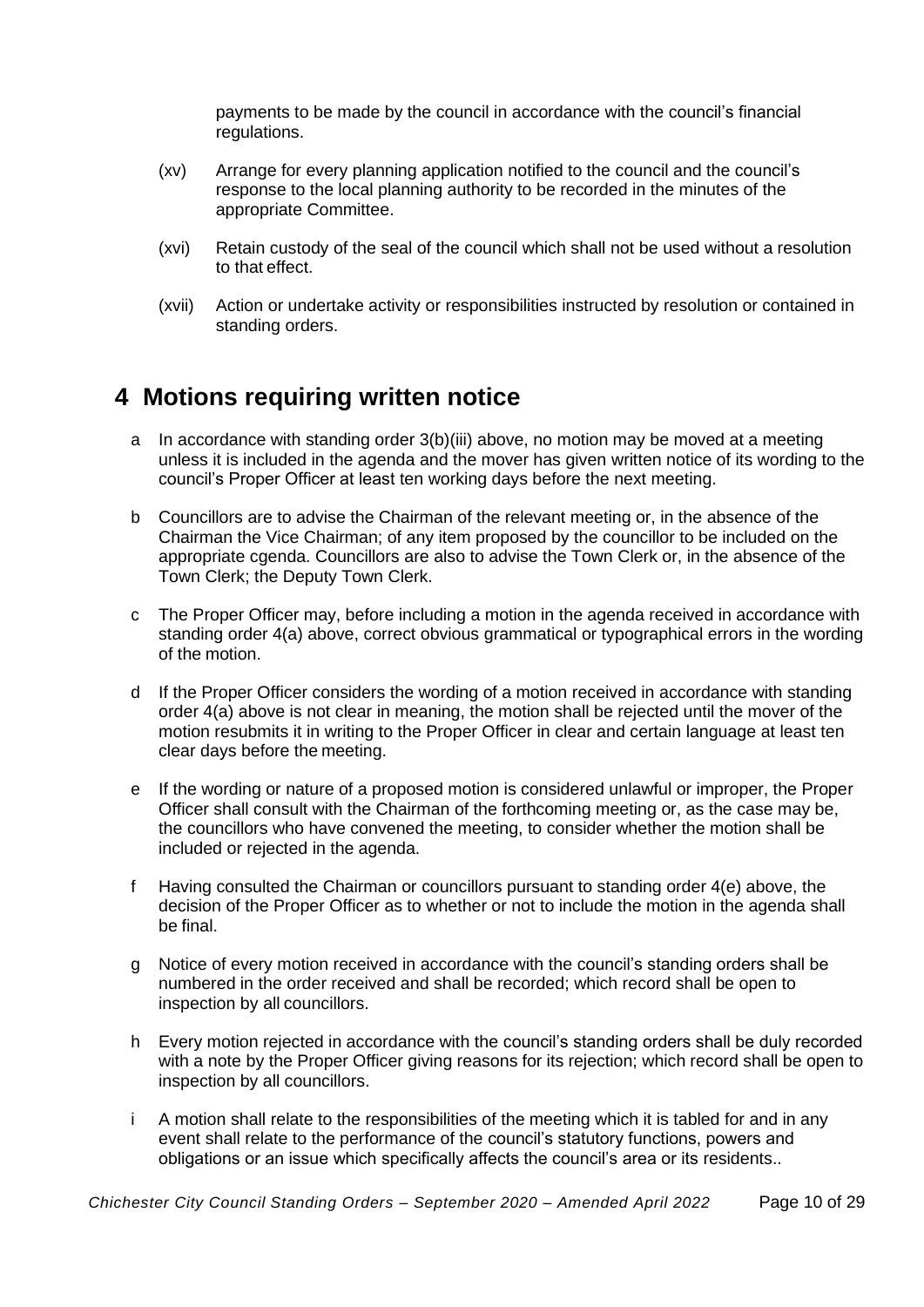payments to be made by the council in accordance with the council's financial regulations.

(xv) Arrange for every planning application notified to the council and the council's response to the local planning authority to be recorded in the minutes of the appropriate Committee.

(xvi) Retain custody of the seal of the council which shall not be used without a resolution to that effect.

(xvii) Action or undertake activity or responsibilities instructed by resolution or contained in standing orders.

## 4 Motions requiring written notice

a In accordance with standing order 3(b)(iii) above, no motion may be moved at a meeting unless it is included in the agenda and the mover has given written notice of its wording to the council's Proper Officer at least ten working days before the next meeting.

b Councillors are to advise the Chairman of the relevant meeting or, in the absence of the Chairman the Vice Chairman; of any item proposed by the councillor to be included on the appropriate cgenda. Councillors are also to advise the Town Clerk or, in the absence of the Town Clerk; the Deputy Town Clerk.

c The Proper Officer may, before including a motion in the agenda received in accordance with standing order 4(a) above, correct obvious grammatical or typographical errors in the wording of the motion.

d If the Proper Officer considers the wording of a motion received in accordance with standing order 4(a) above is not clear in meaning, the motion shall be rejected until the mover of the motion resubmits it in writing to the Proper Officer in clear and certain language at least ten clear days before the meeting.

e If the wording or nature of a proposed motion is considered unlawful or improper, the Proper Officer shall consult with the Chairman of the forthcoming meeting or, as the case may be, the councillors who have convened the meeting, to consider whether the motion shall be included or rejected in the agenda.

f Having consulted the Chairman or councillors pursuant to standing order 4(e) above, the decision of the Proper Officer as to whether or not to include the motion in the agenda shall be final.

g Notice of every motion received in accordance with the council's standing orders shall be numbered in the order received and shall be recorded; which record shall be open to inspection by all councillors.

h Every motion rejected in accordance with the council's standing orders shall be duly recorded with a note by the Proper Officer giving reasons for its rejection; which record shall be open to inspection by all councillors.

i A motion shall relate to the responsibilities of the meeting which it is tabled for and in any event shall relate to the performance of the council's statutory functions, powers and obligations or an issue which specifically affects the council's area or its residents..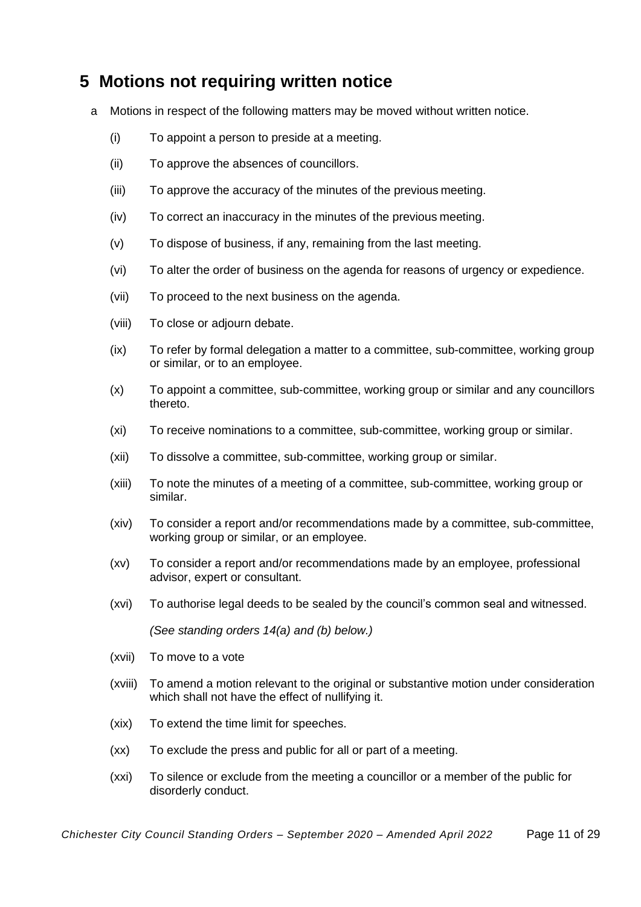## 5 Motions not requiring written notice

a Motions in respect of the following matters may be moved without written notice.

(i) To appoint a person to preside at a meeting.

(ii) To approve the absences of councillors.

(iii) To approve the accuracy of the minutes of the previous meeting.

(iv) To correct an inaccuracy in the minutes of the previous meeting.

(v) To dispose of business, if any, remaining from the last meeting.

(vi) To alter the order of business on the agenda for reasons of urgency or expedience.

(vii) To proceed to the next business on the agenda.

(viii) To close or adjourn debate.

(ix) To refer by formal delegation a matter to a committee, sub-committee, working group or similar, or to an employee.

(x) To appoint a committee, sub-committee, working group or similar and any councillors thereto.

(xi) To receive nominations to a committee, sub-committee, working group or similar.

(xii) To dissolve a committee, sub-committee, working group or similar.

(xiii) To note the minutes of a meeting of a committee, sub-committee, working group or similar.

(xiv) To consider a report and/or recommendations made by a committee, sub-committee, working group or similar, or an employee.

(xv) To consider a report and/or recommendations made by an employee, professional advisor, expert or consultant.

(xvi) To authorise legal deeds to be sealed by the council's common seal and witnessed.

*(See standing orders 14(a) and (b) below.)*

(xvii) To move to a vote

(xviii) To amend a motion relevant to the original or substantive motion under consideration which shall not have the effect of nullifying it.

(xix) To extend the time limit for speeches.

(xx) To exclude the press and public for all or part of a meeting.

(xxi) To silence or exclude from the meeting a councillor or a member of the public for disorderly conduct.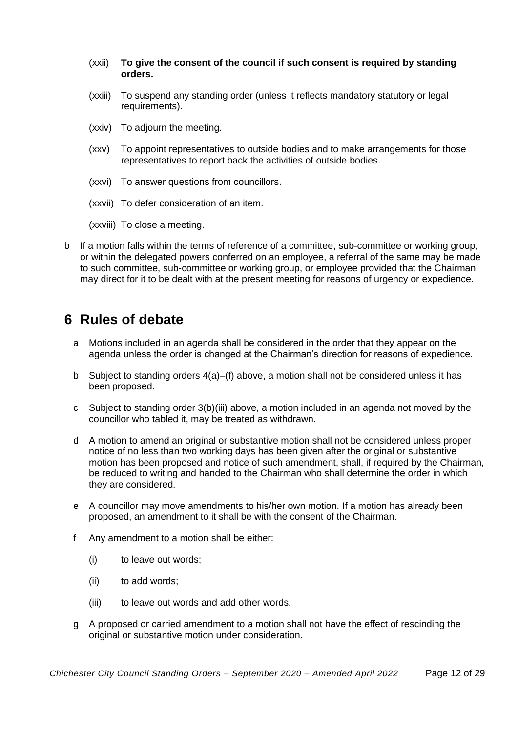(xxii) **To give the consent of the council if such consent is required by standing orders.**

(xxiii) To suspend any standing order (unless it reflects mandatory statutory or legal requirements).

(xxiv) To adjourn the meeting.

(xxv) To appoint representatives to outside bodies and to make arrangements for those representatives to report back the activities of outside bodies.

(xxvi) To answer questions from councillors.

(xxvii) To defer consideration of an item.

(xxviii) To close a meeting.

b If a motion falls within the terms of reference of a committee, sub-committee or working group, or within the delegated powers conferred on an employee, a referral of the same may be made to such committee, sub-committee or working group, or employee provided that the Chairman may direct for it to be dealt with at the present meeting for reasons of urgency or expedience.

# 6 Rules of debate

a Motions included in an agenda shall be considered in the order that they appear on the agenda unless the order is changed at the Chairman's direction for reasons of expedience.

b Subject to standing orders 4(a)–(f) above, a motion shall not be considered unless it has been proposed.

c Subject to standing order 3(b)(iii) above, a motion included in an agenda not moved by the councillor who tabled it, may be treated as withdrawn.

d A motion to amend an original or substantive motion shall not be considered unless proper notice of no less than two working days has been given after the original or substantive motion has been proposed and notice of such amendment, shall, if required by the Chairman, be reduced to writing and handed to the Chairman who shall determine the order in which they are considered.

e A councillor may move amendments to his/her own motion. If a motion has already been proposed, an amendment to it shall be with the consent of the Chairman.

f Any amendment to a motion shall be either:

(i) to leave out words;

(ii) to add words;

(iii) to leave out words and add other words.

g A proposed or carried amendment to a motion shall not have the effect of rescinding the original or substantive motion under consideration.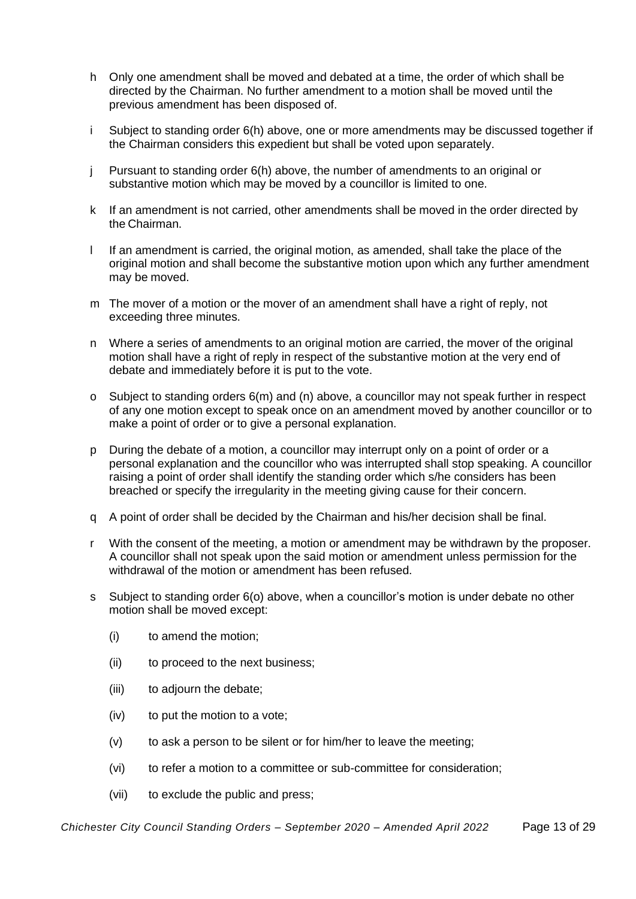h Only one amendment shall be moved and debated at a time, the order of which shall be directed by the Chairman. No further amendment to a motion shall be moved until the previous amendment has been disposed of.

i Subject to standing order 6(h) above, one or more amendments may be discussed together if the Chairman considers this expedient but shall be voted upon separately.

j Pursuant to standing order 6(h) above, the number of amendments to an original or substantive motion which may be moved by a councillor is limited to one.

k If an amendment is not carried, other amendments shall be moved in the order directed by the Chairman.

l If an amendment is carried, the original motion, as amended, shall take the place of the original motion and shall become the substantive motion upon which any further amendment may be moved.

m The mover of a motion or the mover of an amendment shall have a right of reply, not exceeding three minutes.

n Where a series of amendments to an original motion are carried, the mover of the original motion shall have a right of reply in respect of the substantive motion at the very end of debate and immediately before it is put to the vote.

o Subject to standing orders 6(m) and (n) above, a councillor may not speak further in respect of any one motion except to speak once on an amendment moved by another councillor or to make a point of order or to give a personal explanation.

p During the debate of a motion, a councillor may interrupt only on a point of order or a personal explanation and the councillor who was interrupted shall stop speaking. A councillor raising a point of order shall identify the standing order which s/he considers has been breached or specify the irregularity in the meeting giving cause for their concern.

q A point of order shall be decided by the Chairman and his/her decision shall be final.

r With the consent of the meeting, a motion or amendment may be withdrawn by the proposer. A councillor shall not speak upon the said motion or amendment unless permission for the withdrawal of the motion or amendment has been refused.

s Subject to standing order 6(o) above, when a councillor's motion is under debate no other motion shall be moved except:

 (i) to amend the motion;

 (ii) to proceed to the next business;

 (iii) to adjourn the debate;

 (iv) to put the motion to a vote;

 (v) to ask a person to be silent or for him/her to leave the meeting;

 (vi) to refer a motion to a committee or sub-committee for consideration;

 (vii) to exclude the public and press;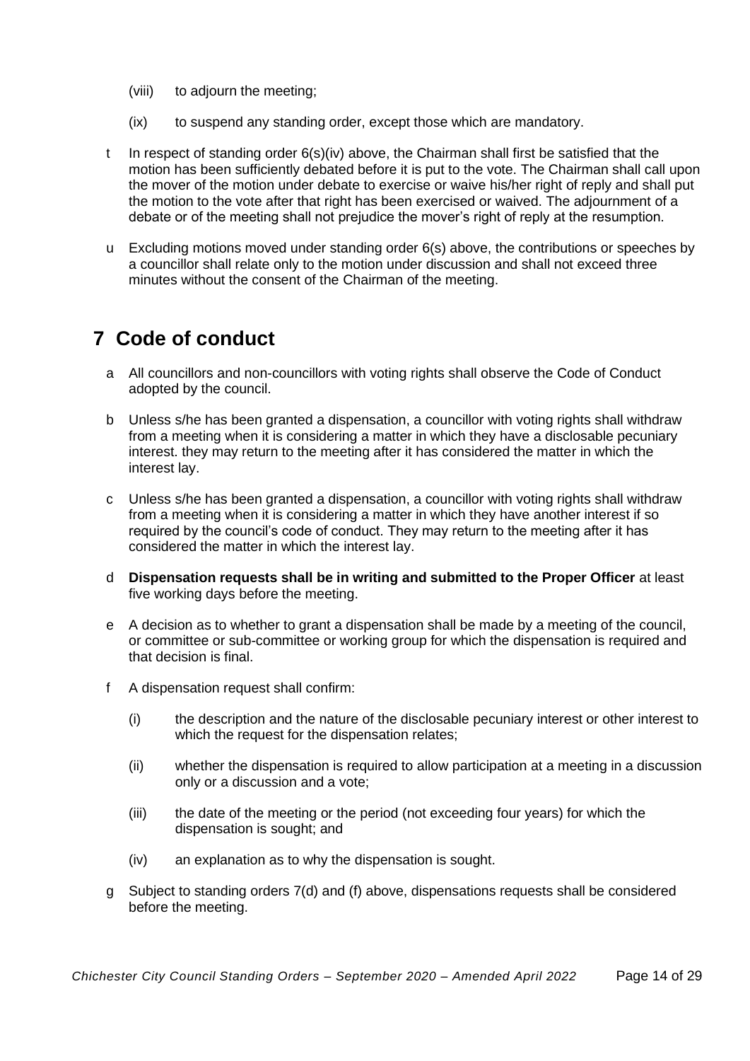(viii) to adjourn the meeting;

(ix) to suspend any standing order, except those which are mandatory.

t In respect of standing order 6(s)(iv) above, the Chairman shall first be satisfied that the motion has been sufficiently debated before it is put to the vote. The Chairman shall call upon the mover of the motion under debate to exercise or waive his/her right of reply and shall put the motion to the vote after that right has been exercised or waived. The adjournment of a debate or of the meeting shall not prejudice the mover's right of reply at the resumption.

u Excluding motions moved under standing order 6(s) above, the contributions or speeches by a councillor shall relate only to the motion under discussion and shall not exceed three minutes without the consent of the Chairman of the meeting.

## 7 Code of conduct

a All councillors and non-councillors with voting rights shall observe the Code of Conduct adopted by the council.

b Unless s/he has been granted a dispensation, a councillor with voting rights shall withdraw from a meeting when it is considering a matter in which they have a disclosable pecuniary interest. they may return to the meeting after it has considered the matter in which the interest lay.

c Unless s/he has been granted a dispensation, a councillor with voting rights shall withdraw from a meeting when it is considering a matter in which they have another interest if so required by the council's code of conduct. They may return to the meeting after it has considered the matter in which the interest lay.

d **Dispensation requests shall be in writing and submitted to the Proper Officer** at least five working days before the meeting.

e A decision as to whether to grant a dispensation shall be made by a meeting of the council, or committee or sub-committee or working group for which the dispensation is required and that decision is final.

f A dispensation request shall confirm:

(i) the description and the nature of the disclosable pecuniary interest or other interest to which the request for the dispensation relates;

(ii) whether the dispensation is required to allow participation at a meeting in a discussion only or a discussion and a vote;

(iii) the date of the meeting or the period (not exceeding four years) for which the dispensation is sought; and

(iv) an explanation as to why the dispensation is sought.

g Subject to standing orders 7(d) and (f) above, dispensations requests shall be considered before the meeting.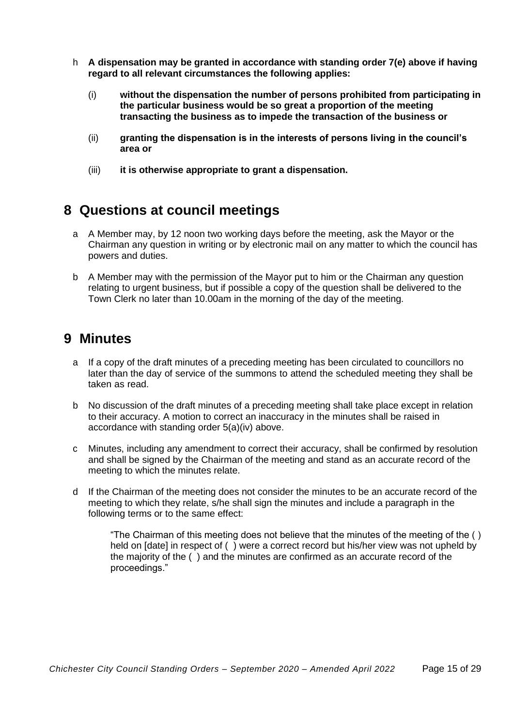h **A dispensation may be granted in accordance with standing order 7(e) above if having regard to all relevant circumstances the following applies:**

(i) **without the dispensation the number of persons prohibited from participating in the particular business would be so great a proportion of the meeting transacting the business as to impede the transaction of the business or**

(ii) **granting the dispensation is in the interests of persons living in the council's area or**

(iii) **it is otherwise appropriate to grant a dispensation.**

## 8 Questions at council meetings

a A Member may, by 12 noon two working days before the meeting, ask the Mayor or the Chairman any question in writing or by electronic mail on any matter to which the council has powers and duties.

b A Member may with the permission of the Mayor put to him or the Chairman any question relating to urgent business, but if possible a copy of the question shall be delivered to the Town Clerk no later than 10.00am in the morning of the day of the meeting.

## 9 Minutes

a If a copy of the draft minutes of a preceding meeting has been circulated to councillors no later than the day of service of the summons to attend the scheduled meeting they shall be taken as read.

b No discussion of the draft minutes of a preceding meeting shall take place except in relation to their accuracy. A motion to correct an inaccuracy in the minutes shall be raised in accordance with standing order 5(a)(iv) above.

c Minutes, including any amendment to correct their accuracy, shall be confirmed by resolution and shall be signed by the Chairman of the meeting and stand as an accurate record of the meeting to which the minutes relate.

d If the Chairman of the meeting does not consider the minutes to be an accurate record of the meeting to which they relate, s/he shall sign the minutes and include a paragraph in the following terms or to the same effect:

> "The Chairman of this meeting does not believe that the minutes of the meeting of the ( ) held on [date] in respect of ( ) were a correct record but his/her view was not upheld by the majority of the ( ) and the minutes are confirmed as an accurate record of the proceedings."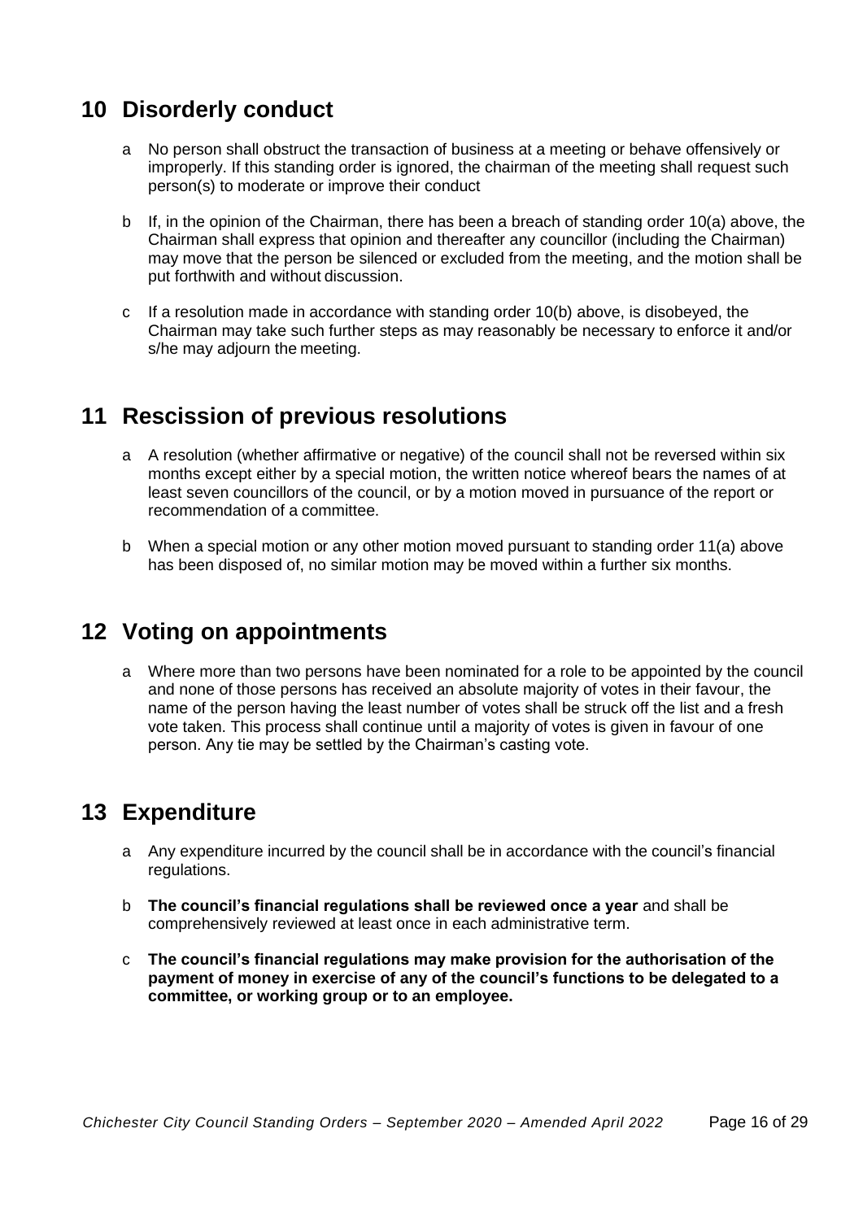## 10 Disorderly conduct

a No person shall obstruct the transaction of business at a meeting or behave offensively or improperly. If this standing order is ignored, the chairman of the meeting shall request such person(s) to moderate or improve their conduct

b If, in the opinion of the Chairman, there has been a breach of standing order 10(a) above, the Chairman shall express that opinion and thereafter any councillor (including the Chairman) may move that the person be silenced or excluded from the meeting, and the motion shall be put forthwith and without discussion.

c If a resolution made in accordance with standing order 10(b) above, is disobeyed, the Chairman may take such further steps as may reasonably be necessary to enforce it and/or s/he may adjourn the meeting.

## 11 Rescission of previous resolutions

a A resolution (whether affirmative or negative) of the council shall not be reversed within six months except either by a special motion, the written notice whereof bears the names of at least seven councillors of the council, or by a motion moved in pursuance of the report or recommendation of a committee.

b When a special motion or any other motion moved pursuant to standing order 11(a) above has been disposed of, no similar motion may be moved within a further six months.

## 12 Voting on appointments

a Where more than two persons have been nominated for a role to be appointed by the council and none of those persons has received an absolute majority of votes in their favour, the name of the person having the least number of votes shall be struck off the list and a fresh vote taken. This process shall continue until a majority of votes is given in favour of one person. Any tie may be settled by the Chairman's casting vote.

## 13 Expenditure

a Any expenditure incurred by the council shall be in accordance with the council's financial regulations.

b **The council's financial regulations shall be reviewed once a year** and shall be comprehensively reviewed at least once in each administrative term.

c **The council's financial regulations may make provision for the authorisation of the payment of money in exercise of any of the council's functions to be delegated to a committee, or working group or to an employee.**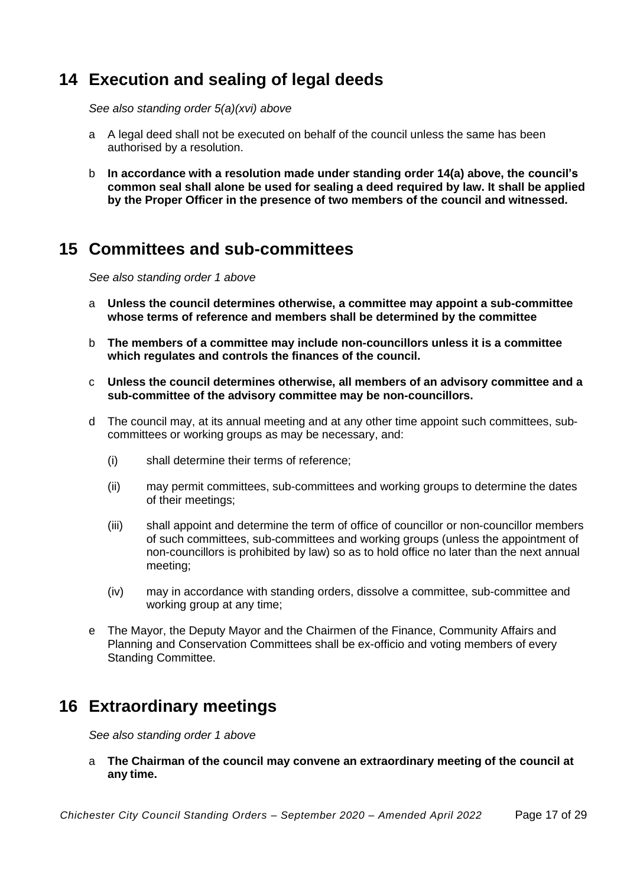## 14 Execution and sealing of legal deeds

*See also standing order 5(a)(xvi) above*

a A legal deed shall not be executed on behalf of the council unless the same has been authorised by a resolution.

b **In accordance with a resolution made under standing order 14(a) above, the council's common seal shall alone be used for sealing a deed required by law. It shall be applied by the Proper Officer in the presence of two members of the council and witnessed.**

## 15 Committees and sub-committees

*See also standing order 1 above*

a **Unless the council determines otherwise, a committee may appoint a sub-committee whose terms of reference and members shall be determined by the committee**

b **The members of a committee may include non-councillors unless it is a committee which regulates and controls the finances of the council.**

c **Unless the council determines otherwise, all members of an advisory committee and a sub-committee of the advisory committee may be non-councillors.**

d The council may, at its annual meeting and at any other time appoint such committees, sub-committees or working groups as may be necessary, and:

(i) shall determine their terms of reference;

(ii) may permit committees, sub-committees and working groups to determine the dates of their meetings;

(iii) shall appoint and determine the term of office of councillor or non-councillor members of such committees, sub-committees and working groups (unless the appointment of non-councillors is prohibited by law) so as to hold office no later than the next annual meeting;

(iv) may in accordance with standing orders, dissolve a committee, sub-committee and working group at any time;

e The Mayor, the Deputy Mayor and the Chairmen of the Finance, Community Affairs and Planning and Conservation Committees shall be ex-officio and voting members of every Standing Committee.

## 16 Extraordinary meetings

*See also standing order 1 above*

a **The Chairman of the council may convene an extraordinary meeting of the council at any time.**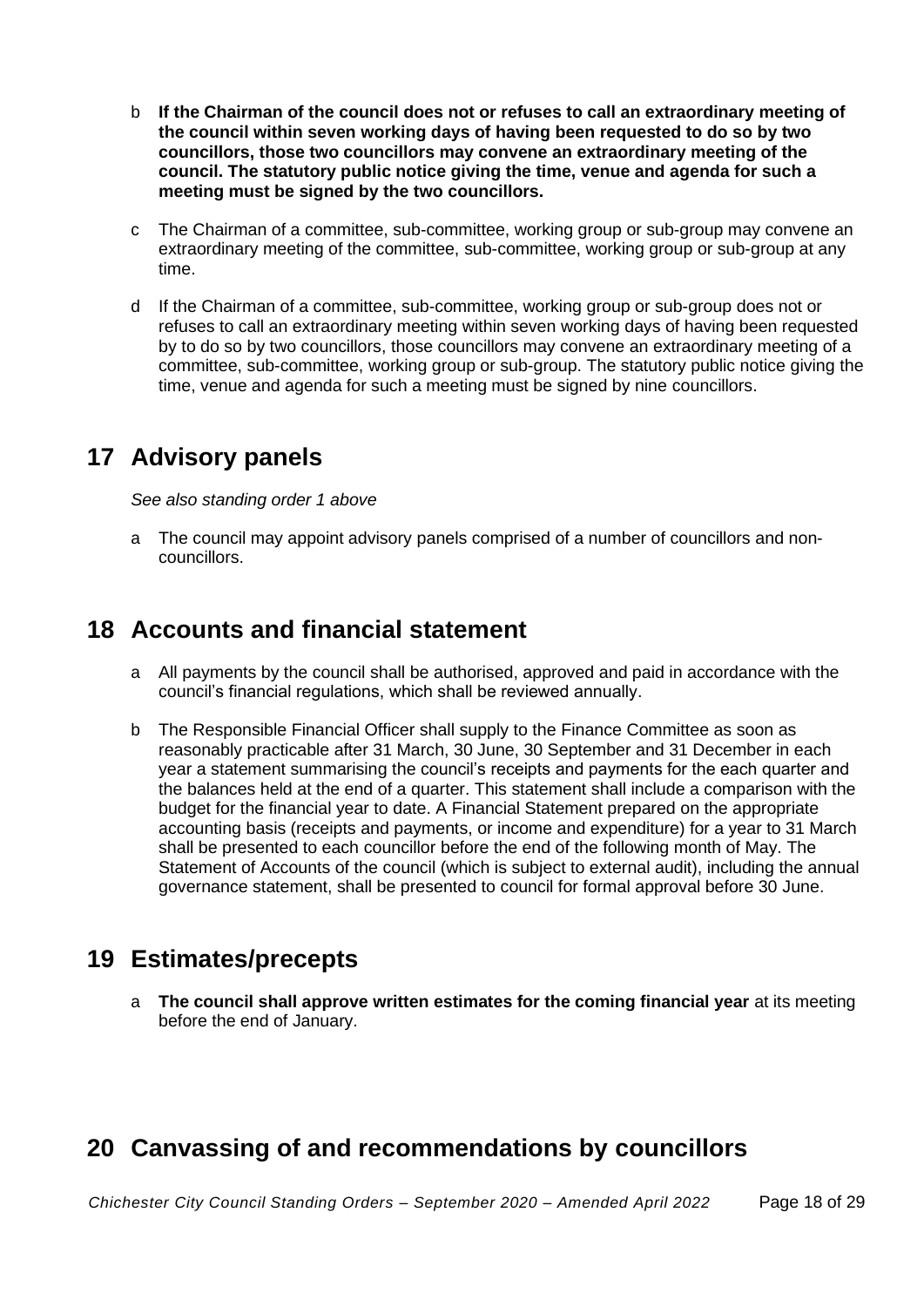b **If the Chairman of the council does not or refuses to call an extraordinary meeting of the council within seven working days of having been requested to do so by two councillors, those two councillors may convene an extraordinary meeting of the council. The statutory public notice giving the time, venue and agenda for such a meeting must be signed by the two councillors.**

c The Chairman of a committee, sub-committee, working group or sub-group may convene an extraordinary meeting of the committee, sub-committee, working group or sub-group at any time.

d If the Chairman of a committee, sub-committee, working group or sub-group does not or refuses to call an extraordinary meeting within seven working days of having been requested by to do so by two councillors, those councillors may convene an extraordinary meeting of a committee, sub-committee, working group or sub-group. The statutory public notice giving the time, venue and agenda for such a meeting must be signed by nine councillors.

## 17 Advisory panels

*See also standing order 1 above*

a The council may appoint advisory panels comprised of a number of councillors and non-councillors.

## 18 Accounts and financial statement

a All payments by the council shall be authorised, approved and paid in accordance with the council's financial regulations, which shall be reviewed annually.

b The Responsible Financial Officer shall supply to the Finance Committee as soon as reasonably practicable after 31 March, 30 June, 30 September and 31 December in each year a statement summarising the council's receipts and payments for the each quarter and the balances held at the end of a quarter. This statement shall include a comparison with the budget for the financial year to date. A Financial Statement prepared on the appropriate accounting basis (receipts and payments, or income and expenditure) for a year to 31 March shall be presented to each councillor before the end of the following month of May. The Statement of Accounts of the council (which is subject to external audit), including the annual governance statement, shall be presented to council for formal approval before 30 June.

## 19 Estimates/precepts

a **The council shall approve written estimates for the coming financial year** at its meeting before the end of January.

## 20 Canvassing of and recommendations by councillors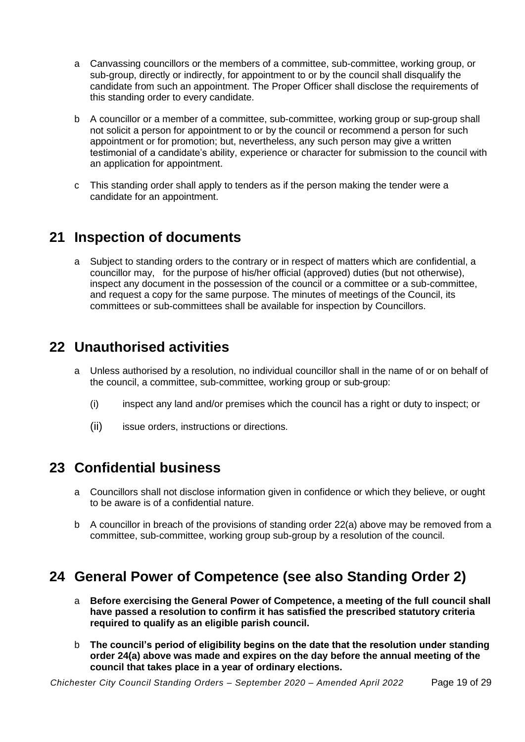a Canvassing councillors or the members of a committee, sub-committee, working group, or sub-group, directly or indirectly, for appointment to or by the council shall disqualify the candidate from such an appointment. The Proper Officer shall disclose the requirements of this standing order to every candidate.

b A councillor or a member of a committee, sub-committee, working group or sup-group shall not solicit a person for appointment to or by the council or recommend a person for such appointment or for promotion; but, nevertheless, any such person may give a written testimonial of a candidate's ability, experience or character for submission to the council with an application for appointment.

c This standing order shall apply to tenders as if the person making the tender were a candidate for an appointment.

## 21 Inspection of documents

a Subject to standing orders to the contrary or in respect of matters which are confidential, a councillor may, for the purpose of his/her official (approved) duties (but not otherwise), inspect any document in the possession of the council or a committee or a sub-committee, and request a copy for the same purpose. The minutes of meetings of the Council, its committees or sub-committees shall be available for inspection by Councillors.

## 22 Unauthorised activities

a Unless authorised by a resolution, no individual councillor shall in the name of or on behalf of the council, a committee, sub-committee, working group or sub-group:

(i) inspect any land and/or premises which the council has a right or duty to inspect; or

(ii) issue orders, instructions or directions.

## 23 Confidential business

a Councillors shall not disclose information given in confidence or which they believe, or ought to be aware is of a confidential nature.

b A councillor in breach of the provisions of standing order 22(a) above may be removed from a committee, sub-committee, working group sub-group by a resolution of the council.

## 24 General Power of Competence (see also Standing Order 2)

a **Before exercising the General Power of Competence, a meeting of the full council shall have passed a resolution to confirm it has satisfied the prescribed statutory criteria required to qualify as an eligible parish council.**

b **The council's period of eligibility begins on the date that the resolution under standing order 24(a) above was made and expires on the day before the annual meeting of the council that takes place in a year of ordinary elections.**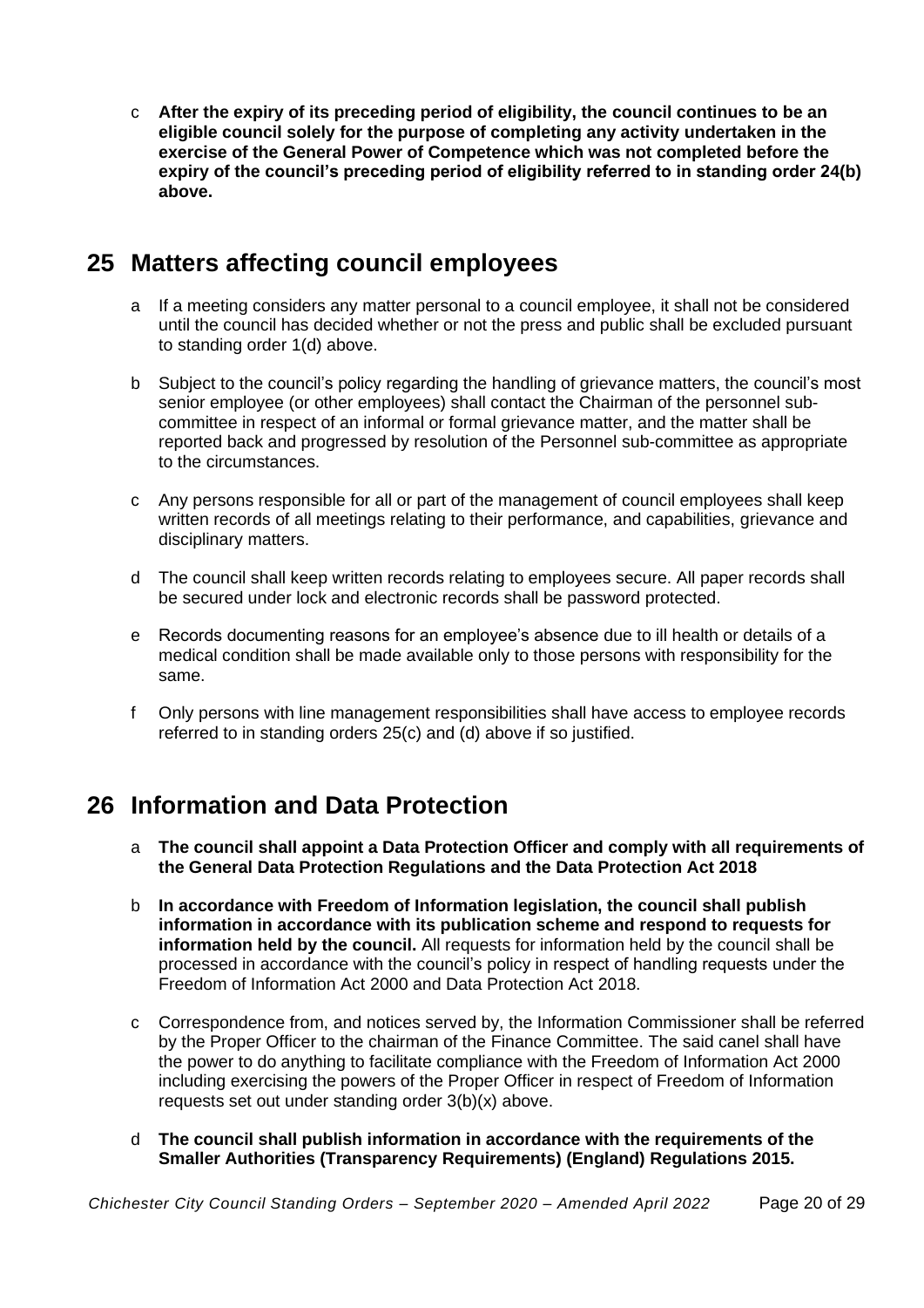c **After the expiry of its preceding period of eligibility, the council continues to be an eligible council solely for the purpose of completing any activity undertaken in the exercise of the General Power of Competence which was not completed before the expiry of the council's preceding period of eligibility referred to in standing order 24(b) above.**

## 25 Matters affecting council employees

a If a meeting considers any matter personal to a council employee, it shall not be considered until the council has decided whether or not the press and public shall be excluded pursuant to standing order 1(d) above.

b Subject to the council's policy regarding the handling of grievance matters, the council's most senior employee (or other employees) shall contact the Chairman of the personnel sub-committee in respect of an informal or formal grievance matter, and the matter shall be reported back and progressed by resolution of the Personnel sub-committee as appropriate to the circumstances.

c Any persons responsible for all or part of the management of council employees shall keep written records of all meetings relating to their performance, and capabilities, grievance and disciplinary matters.

d The council shall keep written records relating to employees secure. All paper records shall be secured under lock and electronic records shall be password protected.

e Records documenting reasons for an employee's absence due to ill health or details of a medical condition shall be made available only to those persons with responsibility for the same.

f Only persons with line management responsibilities shall have access to employee records referred to in standing orders 25(c) and (d) above if so justified.

## 26 Information and Data Protection

a **The council shall appoint a Data Protection Officer and comply with all requirements of the General Data Protection Regulations and the Data Protection Act 2018**

b **In accordance with Freedom of Information legislation, the council shall publish information in accordance with its publication scheme and respond to requests for information held by the council.** All requests for information held by the council shall be processed in accordance with the council's policy in respect of handling requests under the Freedom of Information Act 2000 and Data Protection Act 2018.

c Correspondence from, and notices served by, the Information Commissioner shall be referred by the Proper Officer to the chairman of the Finance Committee. The said canel shall have the power to do anything to facilitate compliance with the Freedom of Information Act 2000 including exercising the powers of the Proper Officer in respect of Freedom of Information requests set out under standing order 3(b)(x) above.

d **The council shall publish information in accordance with the requirements of the Smaller Authorities (Transparency Requirements) (England) Regulations 2015.**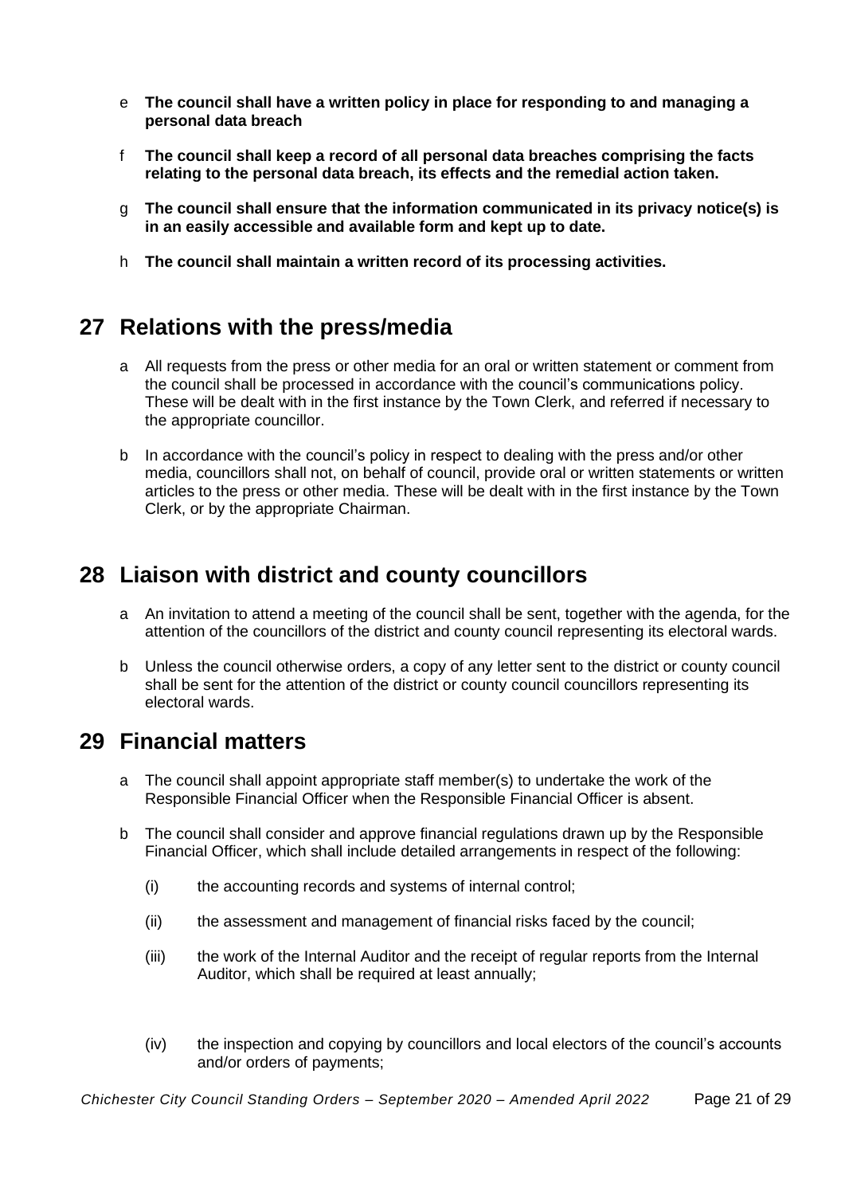e **The council shall have a written policy in place for responding to and managing a personal data breach**

f **The council shall keep a record of all personal data breaches comprising the facts relating to the personal data breach, its effects and the remedial action taken.**

g **The council shall ensure that the information communicated in its privacy notice(s) is in an easily accessible and available form and kept up to date.**

h **The council shall maintain a written record of its processing activities.**

## 27 Relations with the press/media

a All requests from the press or other media for an oral or written statement or comment from the council shall be processed in accordance with the council's communications policy. These will be dealt with in the first instance by the Town Clerk, and referred if necessary to the appropriate councillor.

b In accordance with the council's policy in respect to dealing with the press and/or other media, councillors shall not, on behalf of council, provide oral or written statements or written articles to the press or other media. These will be dealt with in the first instance by the Town Clerk, or by the appropriate Chairman.

## 28 Liaison with district and county councillors

a An invitation to attend a meeting of the council shall be sent, together with the agenda, for the attention of the councillors of the district and county council representing its electoral wards.

b Unless the council otherwise orders, a copy of any letter sent to the district or county council shall be sent for the attention of the district or county council councillors representing its electoral wards.

## 29 Financial matters

a The council shall appoint appropriate staff member(s) to undertake the work of the Responsible Financial Officer when the Responsible Financial Officer is absent.

b The council shall consider and approve financial regulations drawn up by the Responsible Financial Officer, which shall include detailed arrangements in respect of the following:

(i) the accounting records and systems of internal control;

(ii) the assessment and management of financial risks faced by the council;

(iii) the work of the Internal Auditor and the receipt of regular reports from the Internal Auditor, which shall be required at least annually;

(iv) the inspection and copying by councillors and local electors of the council's accounts and/or orders of payments;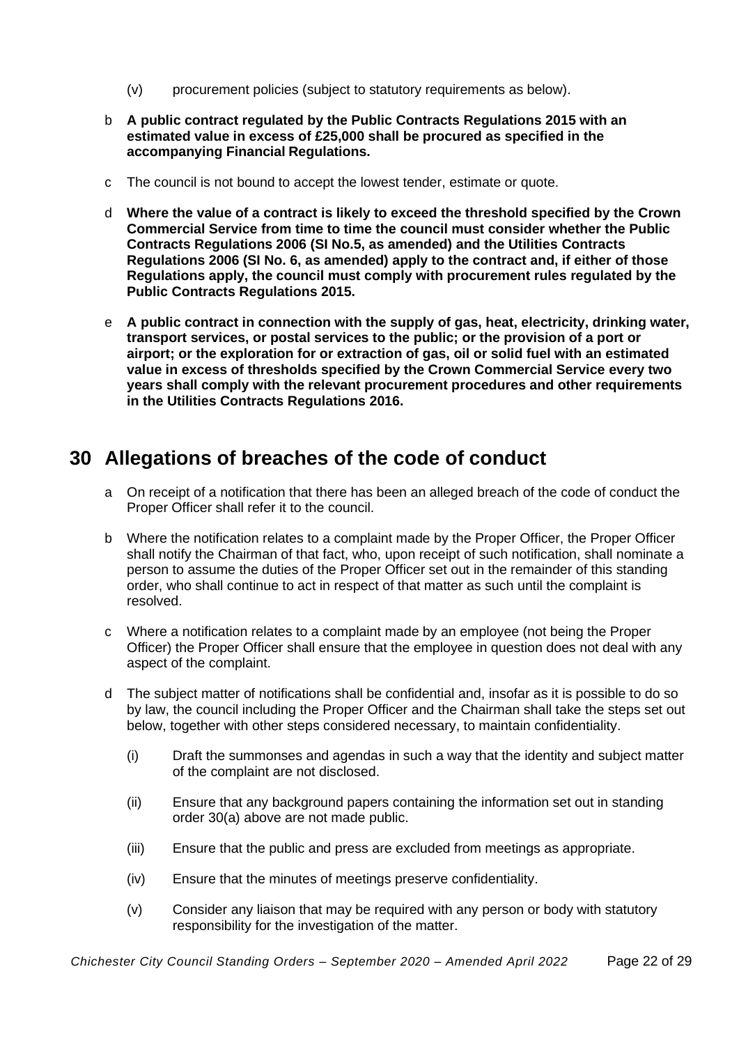(v) procurement policies (subject to statutory requirements as below).

b **A public contract regulated by the Public Contracts Regulations 2015 with an estimated value in excess of £25,000 shall be procured as specified in the accompanying Financial Regulations.**

c The council is not bound to accept the lowest tender, estimate or quote.

d **Where the value of a contract is likely to exceed the threshold specified by the Crown Commercial Service from time to time the council must consider whether the Public Contracts Regulations 2006 (SI No.5, as amended) and the Utilities Contracts Regulations 2006 (SI No. 6, as amended) apply to the contract and, if either of those Regulations apply, the council must comply with procurement rules regulated by the Public Contracts Regulations 2015.**

e **A public contract in connection with the supply of gas, heat, electricity, drinking water, transport services, or postal services to the public; or the provision of a port or airport; or the exploration for or extraction of gas, oil or solid fuel with an estimated value in excess of thresholds specified by the Crown Commercial Service every two years shall comply with the relevant procurement procedures and other requirements in the Utilities Contracts Regulations 2016.**

## 30 Allegations of breaches of the code of conduct

a On receipt of a notification that there has been an alleged breach of the code of conduct the Proper Officer shall refer it to the council.

b Where the notification relates to a complaint made by the Proper Officer, the Proper Officer shall notify the Chairman of that fact, who, upon receipt of such notification, shall nominate a person to assume the duties of the Proper Officer set out in the remainder of this standing order, who shall continue to act in respect of that matter as such until the complaint is resolved.

c Where a notification relates to a complaint made by an employee (not being the Proper Officer) the Proper Officer shall ensure that the employee in question does not deal with any aspect of the complaint.

d The subject matter of notifications shall be confidential and, insofar as it is possible to do so by law, the council including the Proper Officer and the Chairman shall take the steps set out below, together with other steps considered necessary, to maintain confidentiality.

(i) Draft the summonses and agendas in such a way that the identity and subject matter of the complaint are not disclosed.

(ii) Ensure that any background papers containing the information set out in standing order 30(a) above are not made public.

(iii) Ensure that the public and press are excluded from meetings as appropriate.

(iv) Ensure that the minutes of meetings preserve confidentiality.

(v) Consider any liaison that may be required with any person or body with statutory responsibility for the investigation of the matter.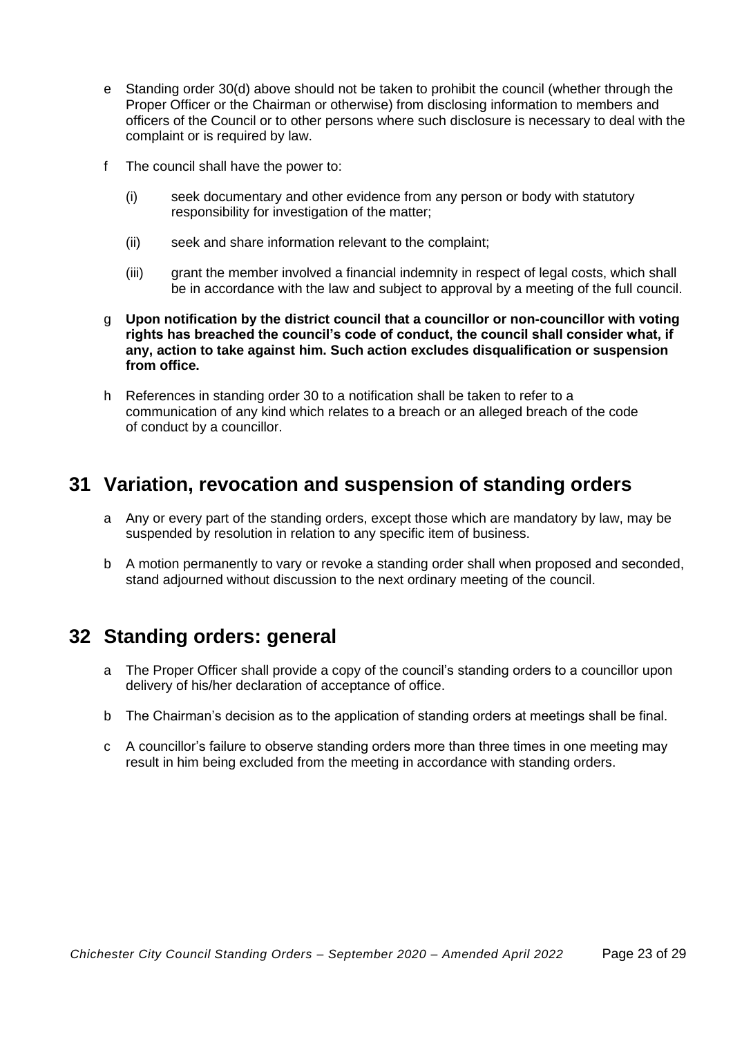e Standing order 30(d) above should not be taken to prohibit the council (whether through the Proper Officer or the Chairman or otherwise) from disclosing information to members and officers of the Council or to other persons where such disclosure is necessary to deal with the complaint or is required by law.

f The council shall have the power to:

  (i) seek documentary and other evidence from any person or body with statutory responsibility for investigation of the matter;

  (ii) seek and share information relevant to the complaint;

  (iii) grant the member involved a financial indemnity in respect of legal costs, which shall be in accordance with the law and subject to approval by a meeting of the full council.

g **Upon notification by the district council that a councillor or non-councillor with voting rights has breached the council's code of conduct, the council shall consider what, if any, action to take against him. Such action excludes disqualification or suspension from office.**

h References in standing order 30 to a notification shall be taken to refer to a communication of any kind which relates to a breach or an alleged breach of the code of conduct by a councillor.

## 31 Variation, revocation and suspension of standing orders

a Any or every part of the standing orders, except those which are mandatory by law, may be suspended by resolution in relation to any specific item of business.

b A motion permanently to vary or revoke a standing order shall when proposed and seconded, stand adjourned without discussion to the next ordinary meeting of the council.

## 32 Standing orders: general

a The Proper Officer shall provide a copy of the council's standing orders to a councillor upon delivery of his/her declaration of acceptance of office.

b The Chairman's decision as to the application of standing orders at meetings shall be final.

c A councillor's failure to observe standing orders more than three times in one meeting may result in him being excluded from the meeting in accordance with standing orders.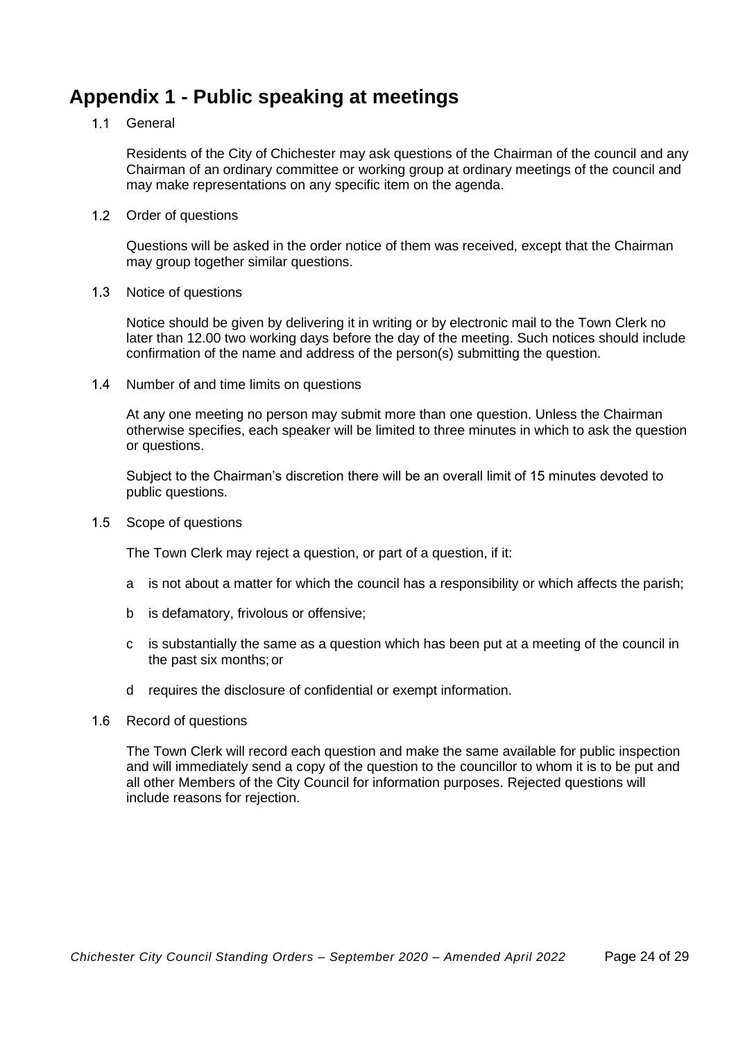# Appendix 1 - Public speaking at meetings

1.1 General

Residents of the City of Chichester may ask questions of the Chairman of the council and any Chairman of an ordinary committee or working group at ordinary meetings of the council and may make representations on any specific item on the agenda.

1.2 Order of questions

Questions will be asked in the order notice of them was received, except that the Chairman may group together similar questions.

1.3 Notice of questions

Notice should be given by delivering it in writing or by electronic mail to the Town Clerk no later than 12.00 two working days before the day of the meeting. Such notices should include confirmation of the name and address of the person(s) submitting the question.

1.4 Number of and time limits on questions

At any one meeting no person may submit more than one question. Unless the Chairman otherwise specifies, each speaker will be limited to three minutes in which to ask the question or questions.

Subject to the Chairman's discretion there will be an overall limit of 15 minutes devoted to public questions.

1.5 Scope of questions

The Town Clerk may reject a question, or part of a question, if it:

a is not about a matter for which the council has a responsibility or which affects the parish;

b is defamatory, frivolous or offensive;

c is substantially the same as a question which has been put at a meeting of the council in the past six months; or

d requires the disclosure of confidential or exempt information.

1.6 Record of questions

The Town Clerk will record each question and make the same available for public inspection and will immediately send a copy of the question to the councillor to whom it is to be put and all other Members of the City Council for information purposes. Rejected questions will include reasons for rejection.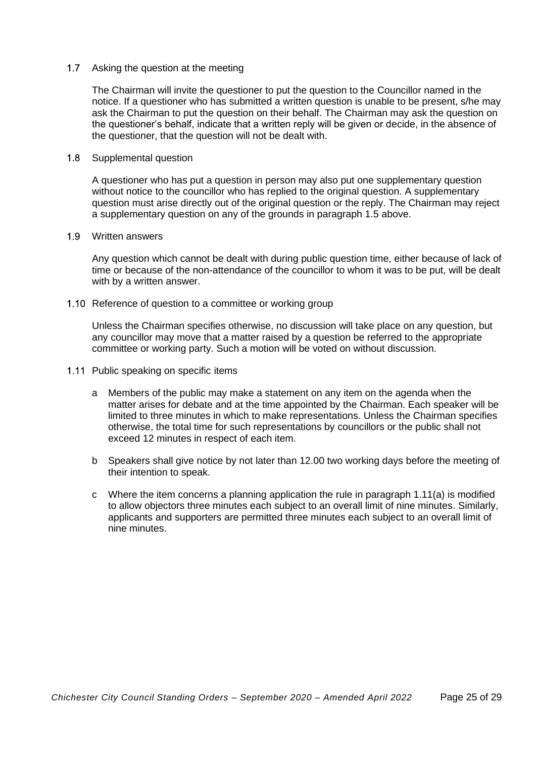### 1.7 Asking the question at the meeting

The Chairman will invite the questioner to put the question to the Councillor named in the notice. If a questioner who has submitted a written question is unable to be present, s/he may ask the Chairman to put the question on their behalf. The Chairman may ask the question on the questioner's behalf, indicate that a written reply will be given or decide, in the absence of the questioner, that the question will not be dealt with.

### 1.8 Supplemental question

A questioner who has put a question in person may also put one supplementary question without notice to the councillor who has replied to the original question. A supplementary question must arise directly out of the original question or the reply. The Chairman may reject a supplementary question on any of the grounds in paragraph 1.5 above.

### 1.9 Written answers

Any question which cannot be dealt with during public question time, either because of lack of time or because of the non-attendance of the councillor to whom it was to be put, will be dealt with by a written answer.

### 1.10 Reference of question to a committee or working group

Unless the Chairman specifies otherwise, no discussion will take place on any question, but any councillor may move that a matter raised by a question be referred to the appropriate committee or working party. Such a motion will be voted on without discussion.

### 1.11 Public speaking on specific items

a Members of the public may make a statement on any item on the agenda when the matter arises for debate and at the time appointed by the Chairman. Each speaker will be limited to three minutes in which to make representations. Unless the Chairman specifies otherwise, the total time for such representations by councillors or the public shall not exceed 12 minutes in respect of each item.

b Speakers shall give notice by not later than 12.00 two working days before the meeting of their intention to speak.

c Where the item concerns a planning application the rule in paragraph 1.11(a) is modified to allow objectors three minutes each subject to an overall limit of nine minutes. Similarly, applicants and supporters are permitted three minutes each subject to an overall limit of nine minutes.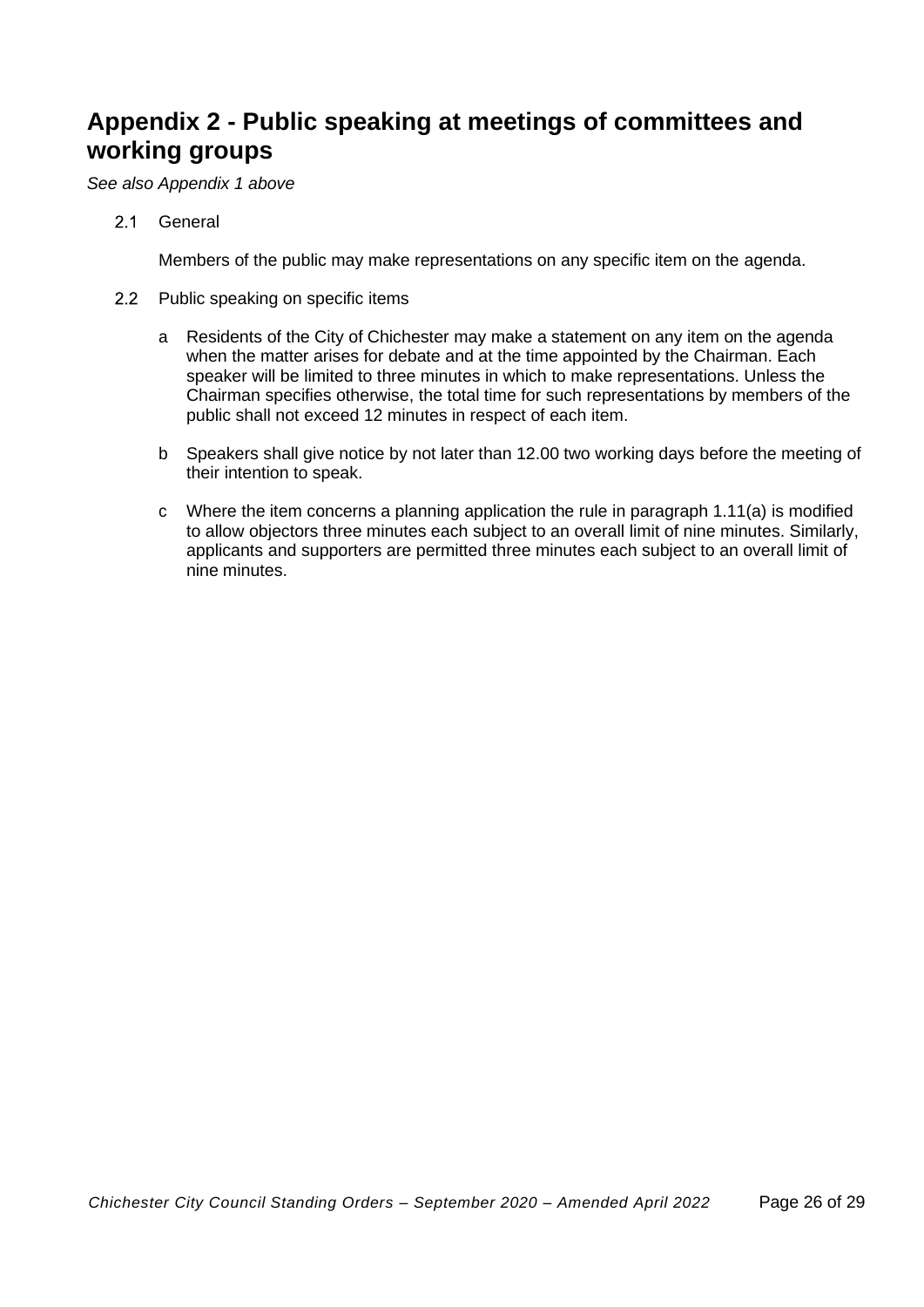# Appendix 2 - Public speaking at meetings of committees and working groups

*See also Appendix 1 above*

2.1 General

Members of the public may make representations on any specific item on the agenda.

2.2 Public speaking on specific items

a Residents of the City of Chichester may make a statement on any item on the agenda when the matter arises for debate and at the time appointed by the Chairman. Each speaker will be limited to three minutes in which to make representations. Unless the Chairman specifies otherwise, the total time for such representations by members of the public shall not exceed 12 minutes in respect of each item.

b Speakers shall give notice by not later than 12.00 two working days before the meeting of their intention to speak.

c Where the item concerns a planning application the rule in paragraph 1.11(a) is modified to allow objectors three minutes each subject to an overall limit of nine minutes. Similarly, applicants and supporters are permitted three minutes each subject to an overall limit of nine minutes.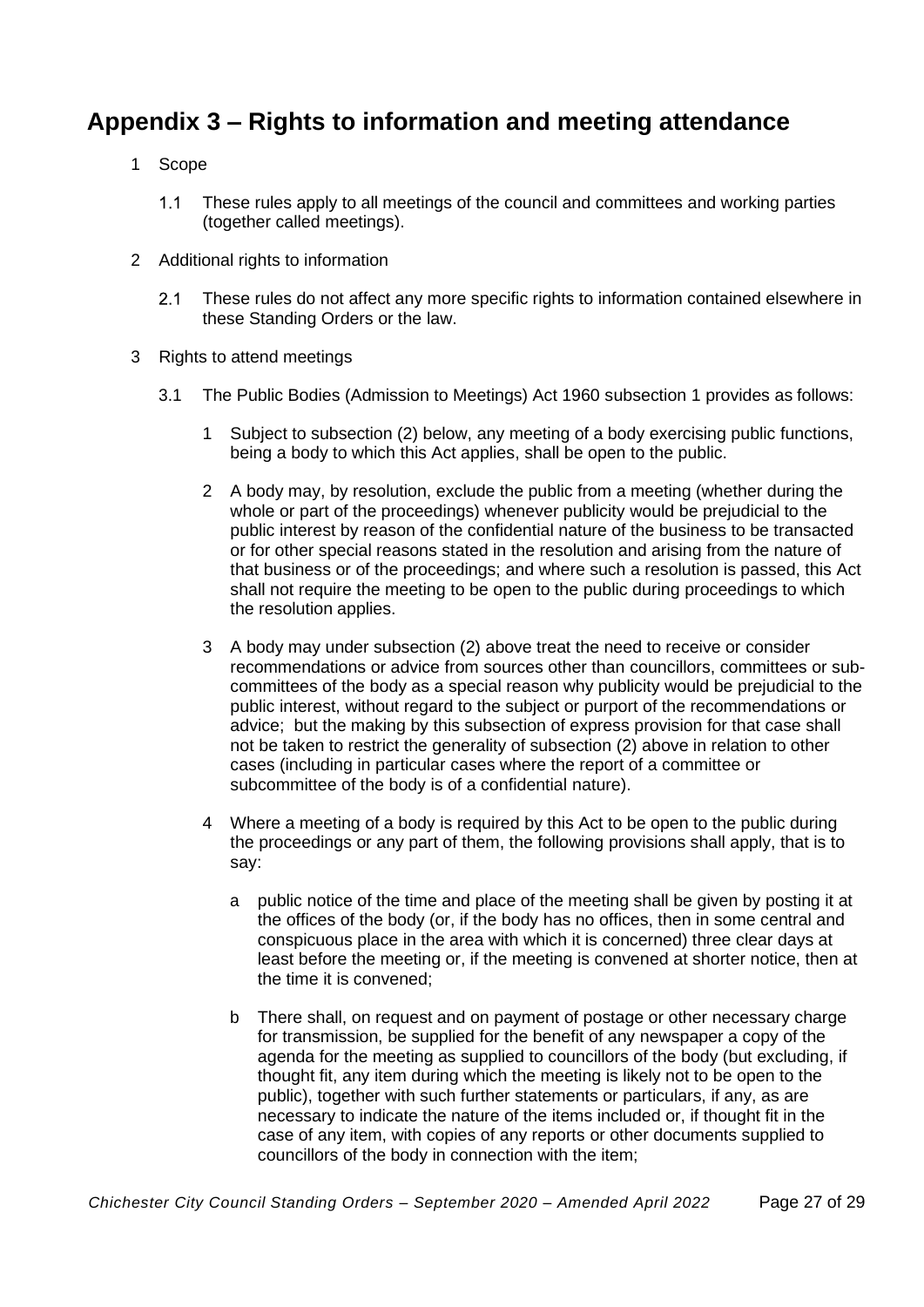# Appendix 3 – Rights to information and meeting attendance

1 Scope

1.1 These rules apply to all meetings of the council and committees and working parties (together called meetings).

2 Additional rights to information

2.1 These rules do not affect any more specific rights to information contained elsewhere in these Standing Orders or the law.

3 Rights to attend meetings

3.1 The Public Bodies (Admission to Meetings) Act 1960 subsection 1 provides as follows:

1 Subject to subsection (2) below, any meeting of a body exercising public functions, being a body to which this Act applies, shall be open to the public.

2 A body may, by resolution, exclude the public from a meeting (whether during the whole or part of the proceedings) whenever publicity would be prejudicial to the public interest by reason of the confidential nature of the business to be transacted or for other special reasons stated in the resolution and arising from the nature of that business or of the proceedings; and where such a resolution is passed, this Act shall not require the meeting to be open to the public during proceedings to which the resolution applies.

3 A body may under subsection (2) above treat the need to receive or consider recommendations or advice from sources other than councillors, committees or sub-committees of the body as a special reason why publicity would be prejudicial to the public interest, without regard to the subject or purport of the recommendations or advice; but the making by this subsection of express provision for that case shall not be taken to restrict the generality of subsection (2) above in relation to other cases (including in particular cases where the report of a committee or subcommittee of the body is of a confidential nature).

4 Where a meeting of a body is required by this Act to be open to the public during the proceedings or any part of them, the following provisions shall apply, that is to say:

a public notice of the time and place of the meeting shall be given by posting it at the offices of the body (or, if the body has no offices, then in some central and conspicuous place in the area with which it is concerned) three clear days at least before the meeting or, if the meeting is convened at shorter notice, then at the time it is convened;

b There shall, on request and on payment of postage or other necessary charge for transmission, be supplied for the benefit of any newspaper a copy of the agenda for the meeting as supplied to councillors of the body (but excluding, if thought fit, any item during which the meeting is likely not to be open to the public), together with such further statements or particulars, if any, as are necessary to indicate the nature of the items included or, if thought fit in the case of any item, with copies of any reports or other documents supplied to councillors of the body in connection with the item;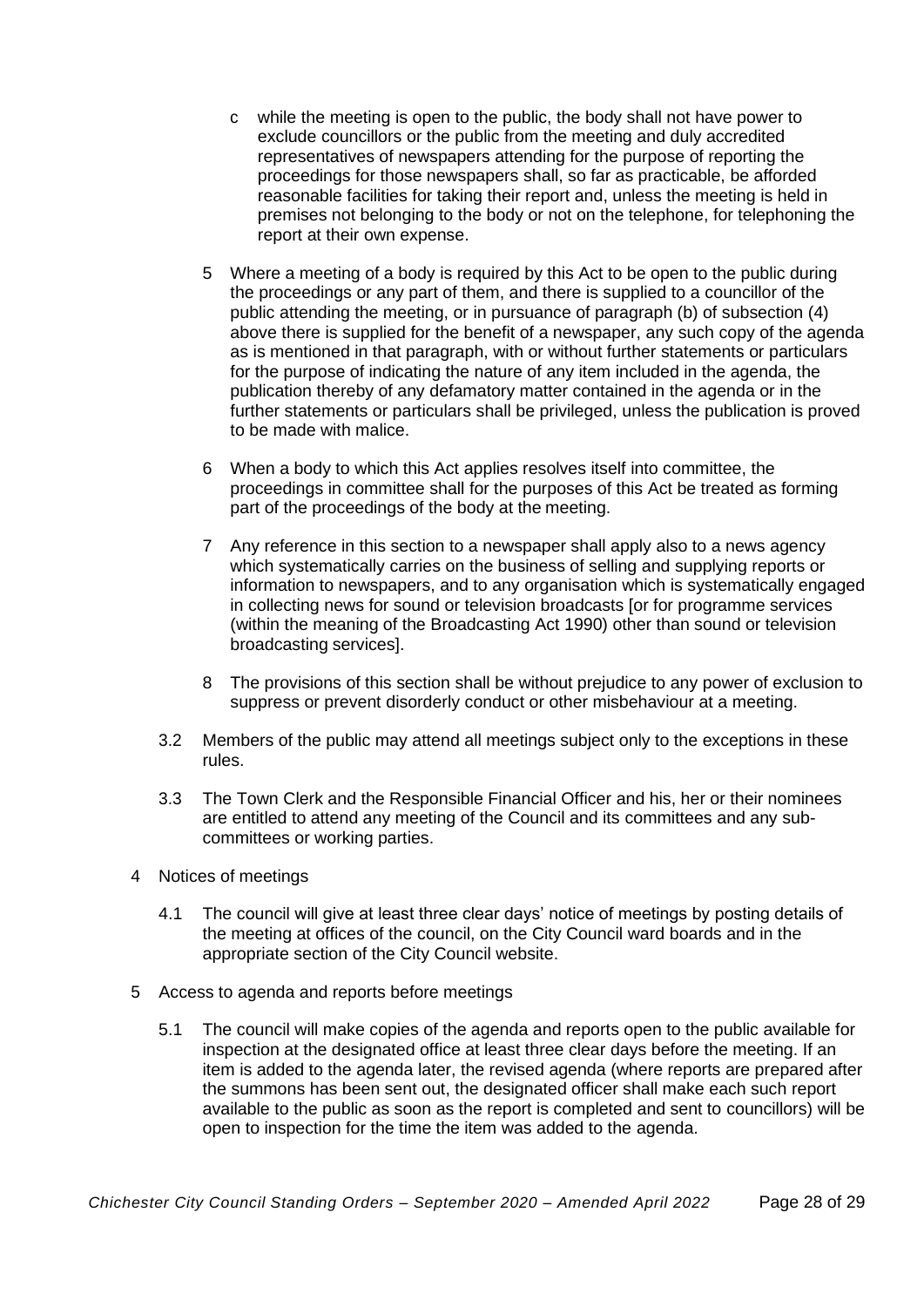c while the meeting is open to the public, the body shall not have power to exclude councillors or the public from the meeting and duly accredited representatives of newspapers attending for the purpose of reporting the proceedings for those newspapers shall, so far as practicable, be afforded reasonable facilities for taking their report and, unless the meeting is held in premises not belonging to the body or not on the telephone, for telephoning the report at their own expense.

5 Where a meeting of a body is required by this Act to be open to the public during the proceedings or any part of them, and there is supplied to a councillor of the public attending the meeting, or in pursuance of paragraph (b) of subsection (4) above there is supplied for the benefit of a newspaper, any such copy of the agenda as is mentioned in that paragraph, with or without further statements or particulars for the purpose of indicating the nature of any item included in the agenda, the publication thereby of any defamatory matter contained in the agenda or in the further statements or particulars shall be privileged, unless the publication is proved to be made with malice.

6 When a body to which this Act applies resolves itself into committee, the proceedings in committee shall for the purposes of this Act be treated as forming part of the proceedings of the body at the meeting.

7 Any reference in this section to a newspaper shall apply also to a news agency which systematically carries on the business of selling and supplying reports or information to newspapers, and to any organisation which is systematically engaged in collecting news for sound or television broadcasts [or for programme services (within the meaning of the Broadcasting Act 1990) other than sound or television broadcasting services].

8 The provisions of this section shall be without prejudice to any power of exclusion to suppress or prevent disorderly conduct or other misbehaviour at a meeting.

3.2 Members of the public may attend all meetings subject only to the exceptions in these rules.

3.3 The Town Clerk and the Responsible Financial Officer and his, her or their nominees are entitled to attend any meeting of the Council and its committees and any sub-committees or working parties.

4 Notices of meetings

4.1 The council will give at least three clear days' notice of meetings by posting details of the meeting at offices of the council, on the City Council ward boards and in the appropriate section of the City Council website.

5 Access to agenda and reports before meetings

5.1 The council will make copies of the agenda and reports open to the public available for inspection at the designated office at least three clear days before the meeting. If an item is added to the agenda later, the revised agenda (where reports are prepared after the summons has been sent out, the designated officer shall make each such report available to the public as soon as the report is completed and sent to councillors) will be open to inspection for the time the item was added to the agenda.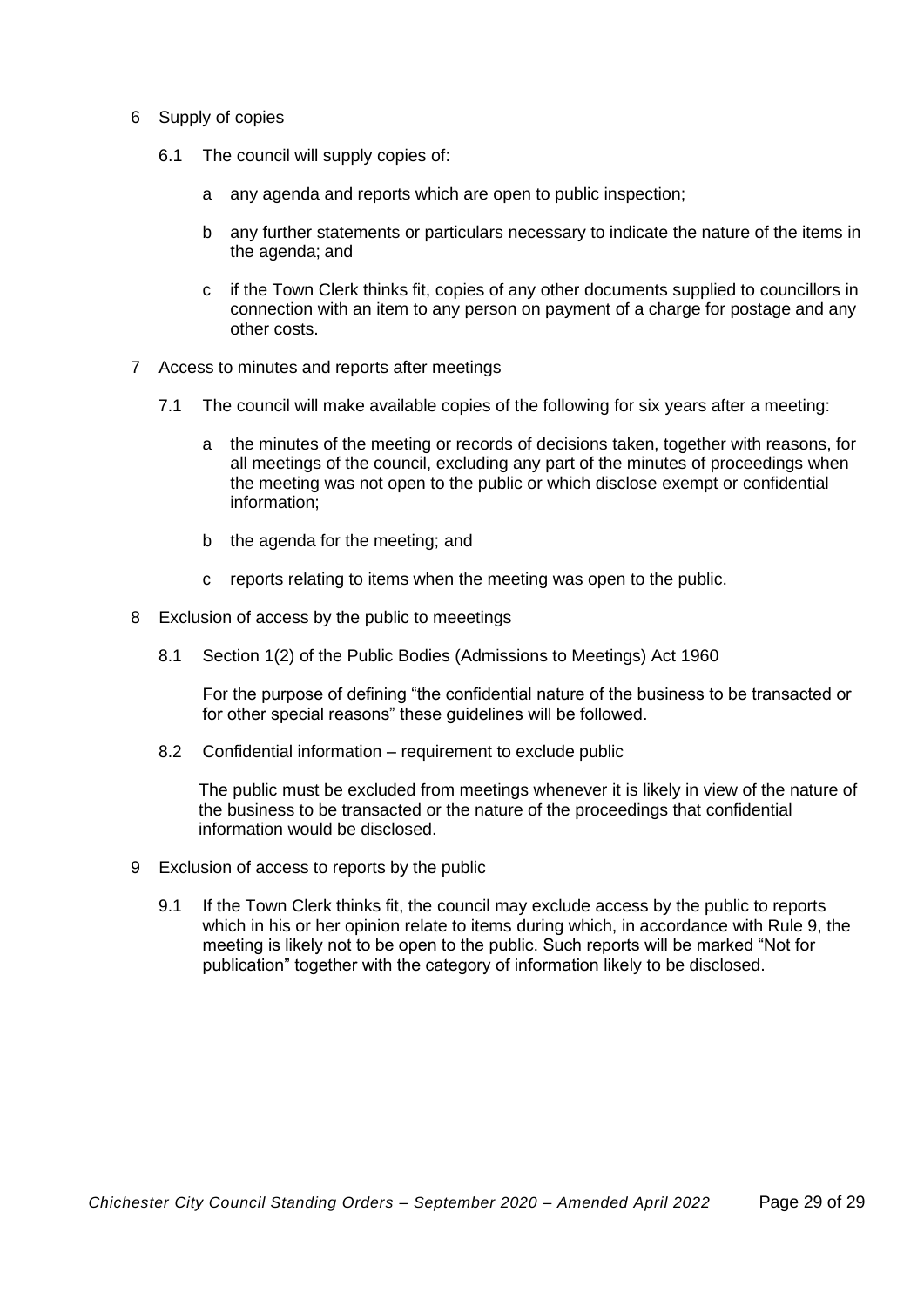6 Supply of copies

6.1 The council will supply copies of:

a any agenda and reports which are open to public inspection;

b any further statements or particulars necessary to indicate the nature of the items in the agenda; and

c if the Town Clerk thinks fit, copies of any other documents supplied to councillors in connection with an item to any person on payment of a charge for postage and any other costs.

7 Access to minutes and reports after meetings

7.1 The council will make available copies of the following for six years after a meeting:

a the minutes of the meeting or records of decisions taken, together with reasons, for all meetings of the council, excluding any part of the minutes of proceedings when the meeting was not open to the public or which disclose exempt or confidential information;

b the agenda for the meeting; and

c reports relating to items when the meeting was open to the public.

8 Exclusion of access by the public to meeetings

8.1 Section 1(2) of the Public Bodies (Admissions to Meetings) Act 1960

For the purpose of defining "the confidential nature of the business to be transacted or for other special reasons" these guidelines will be followed.

8.2 Confidential information – requirement to exclude public

The public must be excluded from meetings whenever it is likely in view of the nature of the business to be transacted or the nature of the proceedings that confidential information would be disclosed.

9 Exclusion of access to reports by the public

9.1 If the Town Clerk thinks fit, the council may exclude access by the public to reports which in his or her opinion relate to items during which, in accordance with Rule 9, the meeting is likely not to be open to the public. Such reports will be marked "Not for publication" together with the category of information likely to be disclosed.